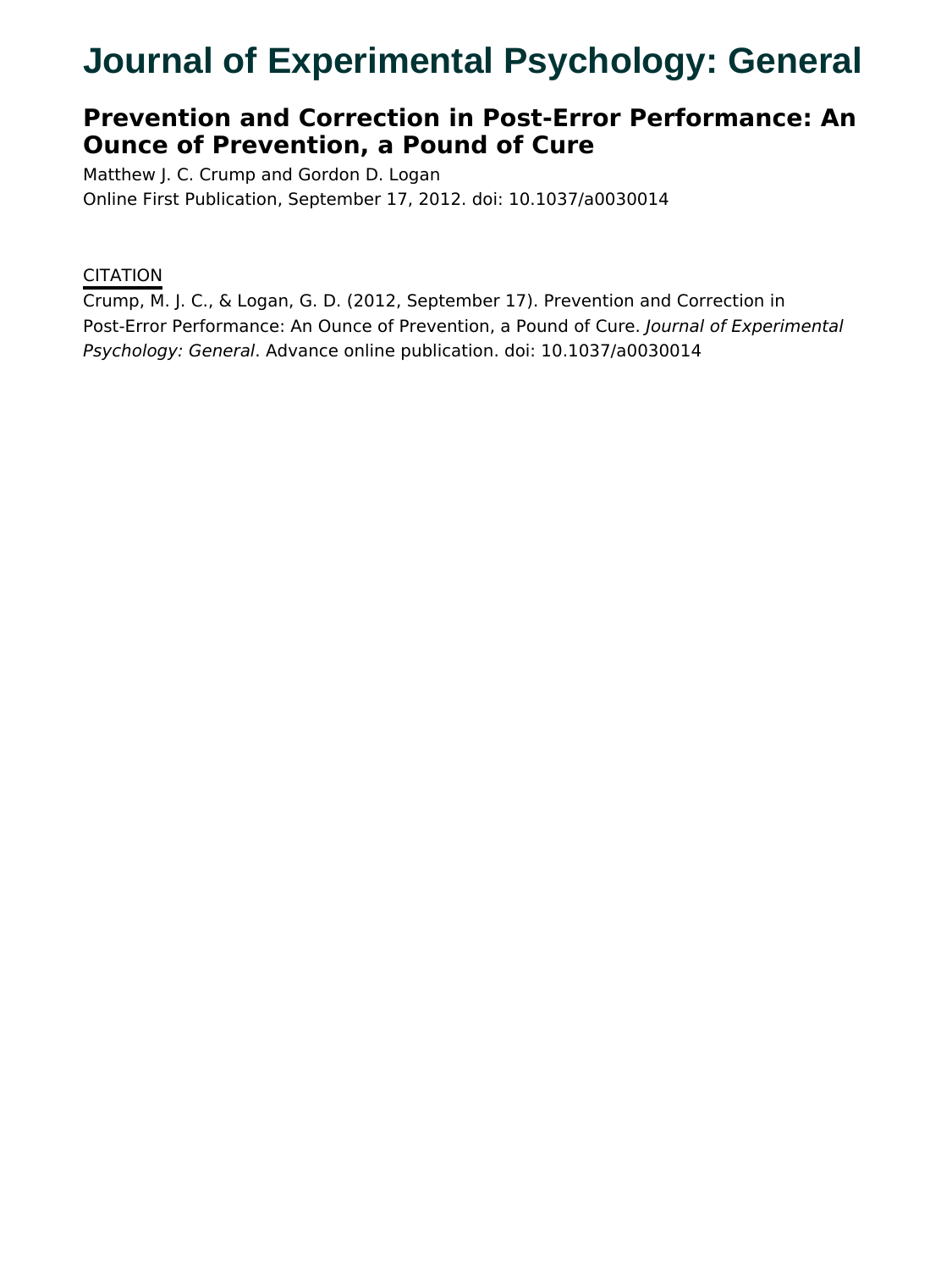# Journal of Experimental Psychology: General

## Prevention and Correction in Post-Error Performance: An Ounce of Prevention, a Pound of Cure

Matthew J. C. Crump and Gordon D. Logan

Online First Publication, September 17, 2012. doi: 10.1037/a0030014

CITATION

Crump, M. J. C., & Logan, G. D. (2012, September 17). Prevention and Correction in Post-Error Performance: An Ounce of Prevention, a Pound of Cure. *Journal of Experimental Psychology: General*. Advance online publication. doi: 10.1037/a0030014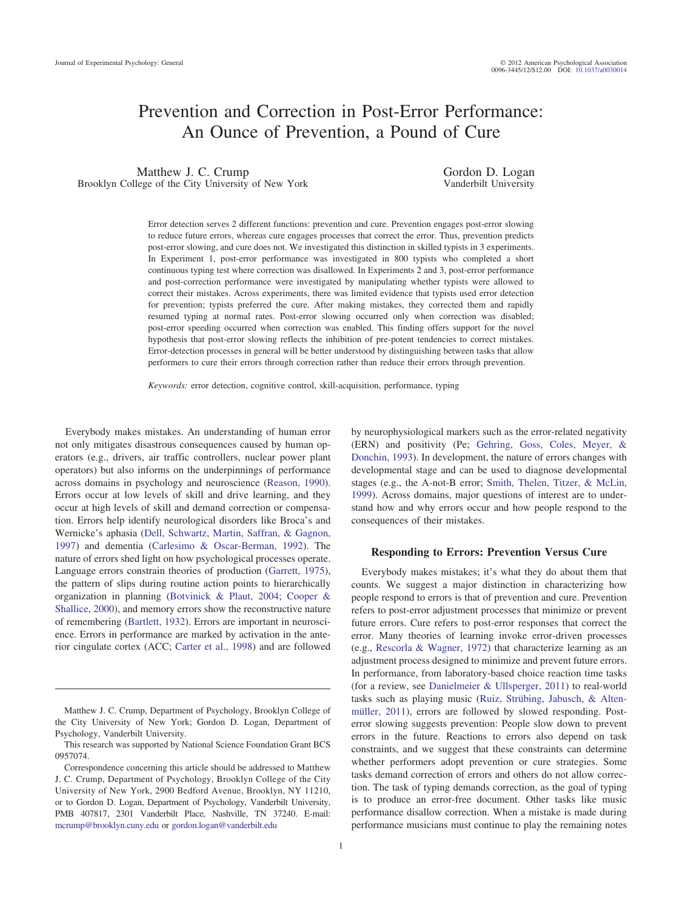# Prevention and Correction in Post-Error Performance: An Ounce of Prevention, a Pound of Cure

Matthew J. C. Crump
Brooklyn College of the City University of New York

Gordon D. Logan
Vanderbilt University

Error detection serves 2 different functions: prevention and cure. Prevention engages post-error slowing to reduce future errors, whereas cure engages processes that correct the error. Thus, prevention predicts post-error slowing, and cure does not. We investigated this distinction in skilled typists in 3 experiments. In Experiment 1, post-error performance was investigated in 800 typists who completed a short continuous typing test where correction was disallowed. In Experiments 2 and 3, post-error performance and post-correction performance were investigated by manipulating whether typists were allowed to correct their mistakes. Across experiments, there was limited evidence that typists used error detection for prevention; typists preferred the cure. After making mistakes, they corrected them and rapidly resumed typing at normal rates. Post-error slowing occurred only when correction was disabled; post-error speeding occurred when correction was enabled. This finding offers support for the novel hypothesis that post-error slowing reflects the inhibition of pre-potent tendencies to correct mistakes. Error-detection processes in general will be better understood by distinguishing between tasks that allow performers to cure their errors through correction rather than reduce their errors through prevention.

*Keywords:* error detection, cognitive control, skill-acquisition, performance, typing

Everybody makes mistakes. An understanding of human error not only mitigates disastrous consequences caused by human operators (e.g., drivers, air traffic controllers, nuclear power plant operators) but also informs on the underpinnings of performance across domains in psychology and neuroscience (Reason, 1990). Errors occur at low levels of skill and drive learning, and they occur at high levels of skill and demand correction or compensation. Errors help identify neurological disorders like Broca's and Wernicke's aphasia (Dell, Schwartz, Martin, Saffran, & Gagnon, 1997) and dementia (Carlesimo & Oscar-Berman, 1992). The nature of errors shed light on how psychological processes operate. Language errors constrain theories of production (Garrett, 1975), the pattern of slips during routine action points to hierarchically organization in planning (Botvinick & Plaut, 2004; Cooper & Shallice, 2000), and memory errors show the reconstructive nature of remembering (Bartlett, 1932). Errors are important in neuroscience. Errors in performance are marked by activation in the anterior cingulate cortex (ACC; Carter et al., 1998) and are followed by neurophysiological markers such as the error-related negativity (ERN) and positivity (Pe; Gehring, Goss, Coles, Meyer, & Donchin, 1993). In development, the nature of errors changes with developmental stage and can be used to diagnose developmental stages (e.g., the A-not-B error; Smith, Thelen, Titzer, & McLin, 1999). Across domains, major questions of interest are to understand how and why errors occur and how people respond to the consequences of their mistakes.

## Responding to Errors: Prevention Versus Cure

Everybody makes mistakes; it's what they do about them that counts. We suggest a major distinction in characterizing how people respond to errors is that of prevention and cure. Prevention refers to post-error adjustment processes that minimize or prevent future errors. Cure refers to post-error responses that correct the error. Many theories of learning invoke error-driven processes (e.g., Rescorla & Wagner, 1972) that characterize learning as an adjustment process designed to minimize and prevent future errors. In performance, from laboratory-based choice reaction time tasks (for a review, see Danielmeier & Ullsperger, 2011) to real-world tasks such as playing music (Ruiz, Strübing, Jabusch, & Altenmüller, 2011), errors are followed by slowed responding. Post-error slowing suggests prevention: People slow down to prevent errors in the future. Reactions to errors also depend on task constraints, and we suggest that these constraints can determine whether performers adopt prevention or cure strategies. Some tasks demand correction of errors and others do not allow correction. The task of typing demands correction, as the goal of typing is to produce an error-free document. Other tasks like music performance disallow correction. When a mistake is made during performance musicians must continue to play the remaining notes

---

Matthew J. C. Crump, Department of Psychology, Brooklyn College of the City University of New York; Gordon D. Logan, Department of Psychology, Vanderbilt University.

This research was supported by National Science Foundation Grant BCS 0957074.

Correspondence concerning this article should be addressed to Matthew J. C. Crump, Department of Psychology, Brooklyn College of the City University of New York, 2900 Bedford Avenue, Brooklyn, NY 11210, or to Gordon D. Logan, Department of Psychology, Vanderbilt University, PMB 407817, 2301 Vanderbilt Place, Nashville, TN 37240. E-mail: mcrump@brooklyn.cuny.edu or gordon.logan@vanderbilt.edu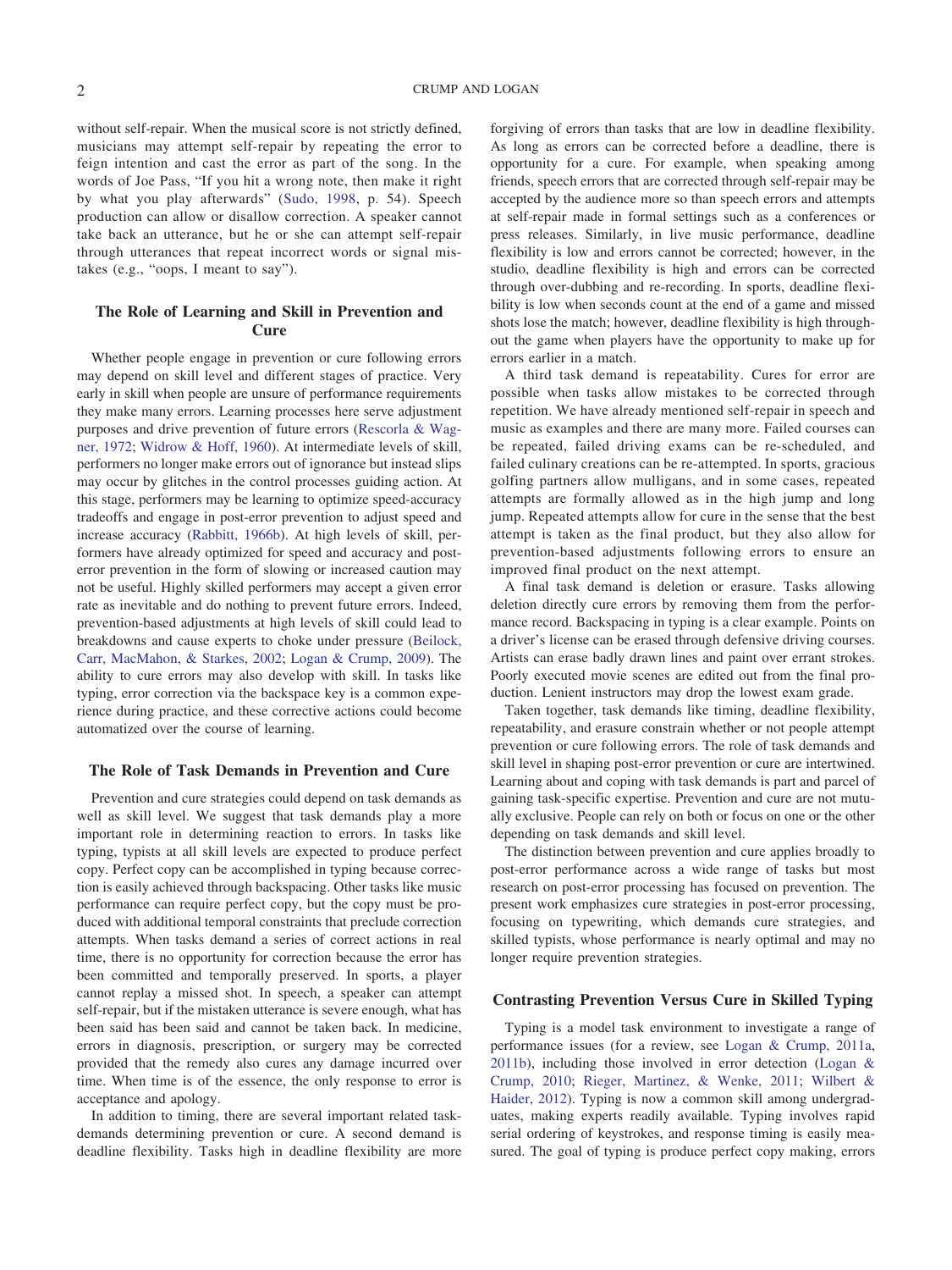without self-repair. When the musical score is not strictly defined, musicians may attempt self-repair by repeating the error to feign intention and cast the error as part of the song. In the words of Joe Pass, "If you hit a wrong note, then make it right by what you play afterwards" (Sudo, 1998, p. 54). Speech production can allow or disallow correction. A speaker cannot take back an utterance, but he or she can attempt self-repair through utterances that repeat incorrect words or signal mistakes (e.g., "oops, I meant to say").

## The Role of Learning and Skill in Prevention and Cure

Whether people engage in prevention or cure following errors may depend on skill level and different stages of practice. Very early in skill when people are unsure of performance requirements they make many errors. Learning processes here serve adjustment purposes and drive prevention of future errors (Rescorla & Wagner, 1972; Widrow & Hoff, 1960). At intermediate levels of skill, performers no longer make errors out of ignorance but instead slips may occur by glitches in the control processes guiding action. At this stage, performers may be learning to optimize speed-accuracy tradeoffs and engage in post-error prevention to adjust speed and increase accuracy (Rabbitt, 1966b). At high levels of skill, performers have already optimized for speed and accuracy and post-error prevention in the form of slowing or increased caution may not be useful. Highly skilled performers may accept a given error rate as inevitable and do nothing to prevent future errors. Indeed, prevention-based adjustments at high levels of skill could lead to breakdowns and cause experts to choke under pressure (Beilock, Carr, MacMahon, & Starkes, 2002; Logan & Crump, 2009). The ability to cure errors may also develop with skill. In tasks like typing, error correction via the backspace key is a common experience during practice, and these corrective actions could become automatized over the course of learning.

## The Role of Task Demands in Prevention and Cure

Prevention and cure strategies could depend on task demands as well as skill level. We suggest that task demands play a more important role in determining reaction to errors. In tasks like typing, typists at all skill levels are expected to produce perfect copy. Perfect copy can be accomplished in typing because correction is easily achieved through backspacing. Other tasks like music performance can require perfect copy, but the copy must be produced with additional temporal constraints that preclude correction attempts. When tasks demand a series of correct actions in real time, there is no opportunity for correction because the error has been committed and temporally preserved. In sports, a player cannot replay a missed shot. In speech, a speaker can attempt self-repair, but if the mistaken utterance is severe enough, what has been said has been said and cannot be taken back. In medicine, errors in diagnosis, prescription, or surgery may be corrected provided that the remedy also cures any damage incurred over time. When time is of the essence, the only response to error is acceptance and apology.

In addition to timing, there are several important related task-demands determining prevention or cure. A second demand is deadline flexibility. Tasks high in deadline flexibility are more forgiving of errors than tasks that are low in deadline flexibility. As long as errors can be corrected before a deadline, there is opportunity for a cure. For example, when speaking among friends, speech errors that are corrected through self-repair may be accepted by the audience more so than speech errors and attempts at self-repair made in formal settings such as a conferences or press releases. Similarly, in live music performance, deadline flexibility is low and errors cannot be corrected; however, in the studio, deadline flexibility is high and errors can be corrected through over-dubbing and re-recording. In sports, deadline flexibility is low when seconds count at the end of a game and missed shots lose the match; however, deadline flexibility is high throughout the game when players have the opportunity to make up for errors earlier in a match.

A third task demand is repeatability. Cures for error are possible when tasks allow mistakes to be corrected through repetition. We have already mentioned self-repair in speech and music as examples and there are many more. Failed courses can be repeated, failed driving exams can be re-scheduled, and failed culinary creations can be re-attempted. In sports, gracious golfing partners allow mulligans, and in some cases, repeated attempts are formally allowed as in the high jump and long jump. Repeated attempts allow for cure in the sense that the best attempt is taken as the final product, but they also allow for prevention-based adjustments following errors to ensure an improved final product on the next attempt.

A final task demand is deletion or erasure. Tasks allowing deletion directly cure errors by removing them from the performance record. Backspacing in typing is a clear example. Points on a driver's license can be erased through defensive driving courses. Artists can erase badly drawn lines and paint over errant strokes. Poorly executed movie scenes are edited out from the final production. Lenient instructors may drop the lowest exam grade.

Taken together, task demands like timing, deadline flexibility, repeatability, and erasure constrain whether or not people attempt prevention or cure following errors. The role of task demands and skill level in shaping post-error prevention or cure are intertwined. Learning about and coping with task demands is part and parcel of gaining task-specific expertise. Prevention and cure are not mutually exclusive. People can rely on both or focus on one or the other depending on task demands and skill level.

The distinction between prevention and cure applies broadly to post-error performance across a wide range of tasks but most research on post-error processing has focused on prevention. The present work emphasizes cure strategies in post-error processing, focusing on typewriting, which demands cure strategies, and skilled typists, whose performance is nearly optimal and may no longer require prevention strategies.

## Contrasting Prevention Versus Cure in Skilled Typing

Typing is a model task environment to investigate a range of performance issues (for a review, see Logan & Crump, 2011a, 2011b), including those involved in error detection (Logan & Crump, 2010; Rieger, Martinez, & Wenke, 2011; Wilbert & Haider, 2012). Typing is now a common skill among undergraduates, making experts readily available. Typing involves rapid serial ordering of keystrokes, and response timing is easily measured. The goal of typing is produce perfect copy making, errors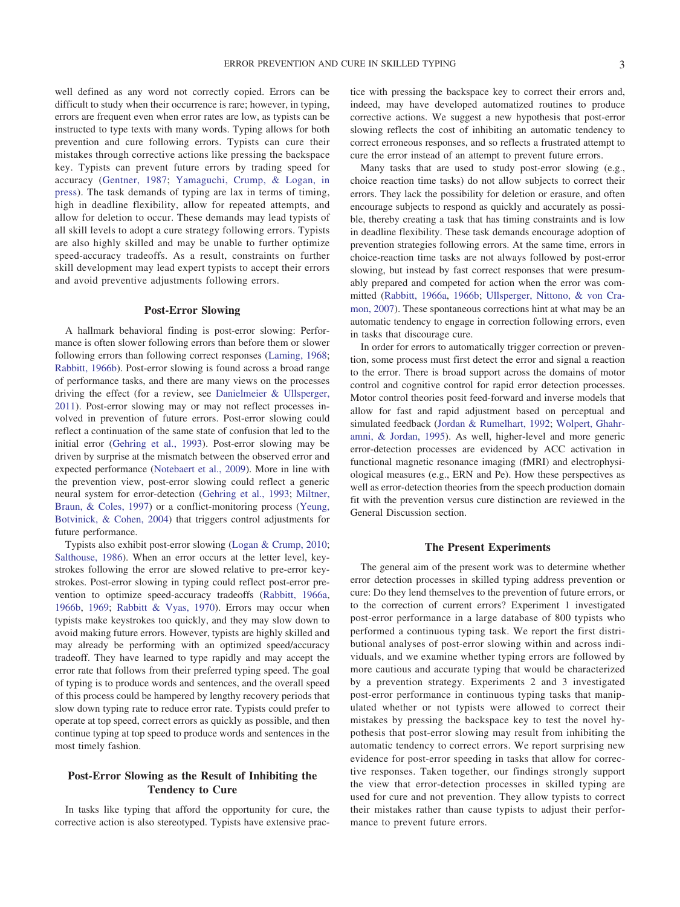well defined as any word not correctly copied. Errors can be difficult to study when their occurrence is rare; however, in typing, errors are frequent even when error rates are low, as typists can be instructed to type texts with many words. Typing allows for both prevention and cure following errors. Typists can cure their mistakes through corrective actions like pressing the backspace key. Typists can prevent future errors by trading speed for accuracy (Gentner, 1987; Yamaguchi, Crump, & Logan, in press). The task demands of typing are lax in terms of timing, high in deadline flexibility, allow for repeated attempts, and allow for deletion to occur. These demands may lead typists of all skill levels to adopt a cure strategy following errors. Typists are also highly skilled and may be unable to further optimize speed-accuracy tradeoffs. As a result, constraints on further skill development may lead expert typists to accept their errors and avoid preventive adjustments following errors.

## Post-Error Slowing

A hallmark behavioral finding is post-error slowing: Performance is often slower following errors than before them or slower following errors than following correct responses (Laming, 1968; Rabbitt, 1966b). Post-error slowing is found across a broad range of performance tasks, and there are many views on the processes driving the effect (for a review, see Danielmeier & Ullsperger, 2011). Post-error slowing may or may not reflect processes involved in prevention of future errors. Post-error slowing could reflect a continuation of the same state of confusion that led to the initial error (Gehring et al., 1993). Post-error slowing may be driven by surprise at the mismatch between the observed error and expected performance (Notebaert et al., 2009). More in line with the prevention view, post-error slowing could reflect a generic neural system for error-detection (Gehring et al., 1993; Miltner, Braun, & Coles, 1997) or a conflict-monitoring process (Yeung, Botvinick, & Cohen, 2004) that triggers control adjustments for future performance.

Typists also exhibit post-error slowing (Logan & Crump, 2010; Salthouse, 1986). When an error occurs at the letter level, keystrokes following the error are slowed relative to pre-error keystrokes. Post-error slowing in typing could reflect post-error prevention to optimize speed-accuracy tradeoffs (Rabbitt, 1966a, 1966b, 1969; Rabbitt & Vyas, 1970). Errors may occur when typists make keystrokes too quickly, and they may slow down to avoid making future errors. However, typists are highly skilled and may already be performing with an optimized speed/accuracy tradeoff. They have learned to type rapidly and may accept the error rate that follows from their preferred typing speed. The goal of typing is to produce words and sentences, and the overall speed of this process could be hampered by lengthy recovery periods that slow down typing rate to reduce error rate. Typists could prefer to operate at top speed, correct errors as quickly as possible, and then continue typing at top speed to produce words and sentences in the most timely fashion.

## Post-Error Slowing as the Result of Inhibiting the Tendency to Cure

In tasks like typing that afford the opportunity for cure, the corrective action is also stereotyped. Typists have extensive practice with pressing the backspace key to correct their errors and, indeed, may have developed automatized routines to produce corrective actions. We suggest a new hypothesis that post-error slowing reflects the cost of inhibiting an automatic tendency to correct erroneous responses, and so reflects a frustrated attempt to cure the error instead of an attempt to prevent future errors.

Many tasks that are used to study post-error slowing (e.g., choice reaction time tasks) do not allow subjects to correct their errors. They lack the possibility for deletion or erasure, and often encourage subjects to respond as quickly and accurately as possible, thereby creating a task that has timing constraints and is low in deadline flexibility. These task demands encourage adoption of prevention strategies following errors. At the same time, errors in choice-reaction time tasks are not always followed by post-error slowing, but instead by fast correct responses that were presumably prepared and competed for action when the error was committed (Rabbitt, 1966a, 1966b; Ullsperger, Nittono, & von Cramon, 2007). These spontaneous corrections hint at what may be an automatic tendency to engage in correction following errors, even in tasks that discourage cure.

In order for errors to automatically trigger correction or prevention, some process must first detect the error and signal a reaction to the error. There is broad support across the domains of motor control and cognitive control for rapid error detection processes. Motor control theories posit feed-forward and inverse models that allow for fast and rapid adjustment based on perceptual and simulated feedback (Jordan & Rumelhart, 1992; Wolpert, Ghahramani, & Jordan, 1995). As well, higher-level and more generic error-detection processes are evidenced by ACC activation in functional magnetic resonance imaging (fMRI) and electrophysiological measures (e.g., ERN and Pe). How these perspectives as well as error-detection theories from the speech production domain fit with the prevention versus cure distinction are reviewed in the General Discussion section.

## The Present Experiments

The general aim of the present work was to determine whether error detection processes in skilled typing address prevention or cure: Do they lend themselves to the prevention of future errors, or to the correction of current errors? Experiment 1 investigated post-error performance in a large database of 800 typists who performed a continuous typing task. We report the first distributional analyses of post-error slowing within and across individuals, and we examine whether typing errors are followed by more cautious and accurate typing that would be characterized by a prevention strategy. Experiments 2 and 3 investigated post-error performance in continuous typing tasks that manipulated whether or not typists were allowed to correct their mistakes by pressing the backspace key to test the novel hypothesis that post-error slowing may result from inhibiting the automatic tendency to correct errors. We report surprising new evidence for post-error speeding in tasks that allow for corrective responses. Taken together, our findings strongly support the view that error-detection processes in skilled typing are used for cure and not prevention. They allow typists to correct their mistakes rather than cause typists to adjust their performance to prevent future errors.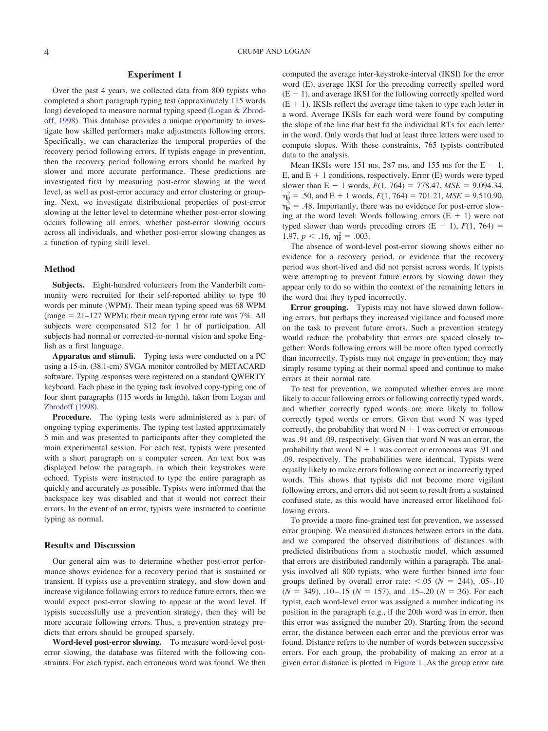## Experiment 1

Over the past 4 years, we collected data from 800 typists who completed a short paragraph typing test (approximately 115 words long) developed to measure normal typing speed (Logan & Zbrodoff, 1998). This database provides a unique opportunity to investigate how skilled performers make adjustments following errors. Specifically, we can characterize the temporal properties of the recovery period following errors. If typists engage in prevention, then the recovery period following errors should be marked by slower and more accurate performance. These predictions are investigated first by measuring post-error slowing at the word level, as well as post-error accuracy and error clustering or grouping. Next, we investigate distributional properties of post-error slowing at the letter level to determine whether post-error slowing occurs following all errors, whether post-error slowing occurs across all individuals, and whether post-error slowing changes as a function of typing skill level.

### Method

**Subjects.** Eight-hundred volunteers from the Vanderbilt community were recruited for their self-reported ability to type 40 words per minute (WPM). Their mean typing speed was 68 WPM (range = 21–127 WPM); their mean typing error rate was 7%. All subjects were compensated $12 for 1 hr of participation. All subjects had normal or corrected-to-normal vision and spoke English as a first language.

**Apparatus and stimuli.** Typing tests were conducted on a PC using a 15-in. (38.1-cm) SVGA monitor controlled by METACARD software. Typing responses were registered on a standard QWERTY keyboard. Each phase in the typing task involved copy-typing one of four short paragraphs (115 words in length), taken from Logan and Zbrodoff (1998).

**Procedure.** The typing tests were administered as a part of ongoing typing experiments. The typing test lasted approximately 5 min and was presented to participants after they completed the main experimental session. For each test, typists were presented with a short paragraph on a computer screen. An text box was displayed below the paragraph, in which their keystrokes were echoed. Typists were instructed to type the entire paragraph as quickly and accurately as possible. Typists were informed that the backspace key was disabled and that it would not correct their errors. In the event of an error, typists were instructed to continue typing as normal.

### Results and Discussion

Our general aim was to determine whether post-error performance shows evidence for a recovery period that is sustained or transient. If typists use a prevention strategy, and slow down and increase vigilance following errors to reduce future errors, then we would expect post-error slowing to appear at the word level. If typists successfully use a prevention strategy, then they will be more accurate following errors. Thus, a prevention strategy predicts that errors should be grouped sparsely.

**Word-level post-error slowing.** To measure word-level post-error slowing, the database was filtered with the following constraints. For each typist, each erroneous word was found. We then computed the average inter-keystroke-interval (IKSI) for the error word (E), average IKSI for the preceding correctly spelled word (E − 1), and average IKSI for the following correctly spelled word (E + 1). IKSIs reflect the average time taken to type each letter in a word. Average IKSIs for each word were found by computing the slope of the line that best fit the individual RTs for each letter in the word. Only words that had at least three letters were used to compute slopes. With these constraints, 765 typists contributed data to the analysis.

Mean IKSIs were 151 ms, 287 ms, and 155 ms for the E − 1, E, and E + 1 conditions, respectively. Error (E) words were typed slower than E − 1 words, $F(1, 764) = 778.47$, $MSE = 9{,}094.34$, $\eta_p^2 = .50$, and E + 1 words, $F(1, 764) = 701.21$, $MSE = 9{,}510.90$, $\eta_p^2 = .48$. Importantly, there was no evidence for post-error slowing at the word level: Words following errors (E + 1) were not typed slower than words preceding errors (E − 1), $F(1, 764) = 1.97$, $p < .16$, $\eta_p^2 = .003$.

The absence of word-level post-error slowing shows either no evidence for a recovery period, or evidence that the recovery period was short-lived and did not persist across words. If typists were attempting to prevent future errors by slowing down they appear only to do so within the context of the remaining letters in the word that they typed incorrectly.

**Error grouping.** Typists may not have slowed down following errors, but perhaps they increased vigilance and focused more on the task to prevent future errors. Such a prevention strategy would reduce the probability that errors are spaced closely together: Words following errors will be more often typed correctly than incorrectly. Typists may not engage in prevention; they may simply resume typing at their normal speed and continue to make errors at their normal rate.

To test for prevention, we computed whether errors are more likely to occur following errors or following correctly typed words, and whether correctly typed words are more likely to follow correctly typed words or errors. Given that word N was typed correctly, the probability that word N + 1 was correct or erroneous was .91 and .09, respectively. Given that word N was an error, the probability that word N + 1 was correct or erroneous was .91 and .09, respectively. The probabilities were identical. Typists were equally likely to make errors following correct or incorrectly typed words. This shows that typists did not become more vigilant following errors, and errors did not seem to result from a sustained confused state, as this would have increased error likelihood following errors.

To provide a more fine-grained test for prevention, we assessed error grouping. We measured distances between errors in the data, and we compared the observed distributions of distances with predicted distributions from a stochastic model, which assumed that errors are distributed randomly within a paragraph. The analysis involved all 800 typists, who were further binned into four groups defined by overall error rate: <.05 ($N = 244$), .05–.10 ($N = 349$), .10–.15 ($N = 157$), and .15–.20 ($N = 36$). For each typist, each word-level error was assigned a number indicating its position in the paragraph (e.g., if the 20th word was in error, then this error was assigned the number 20). Starting from the second error, the distance between each error and the previous error was found. Distance refers to the number of words between successive errors. For each group, the probability of making an error at a given error distance is plotted in Figure 1. As the group error rate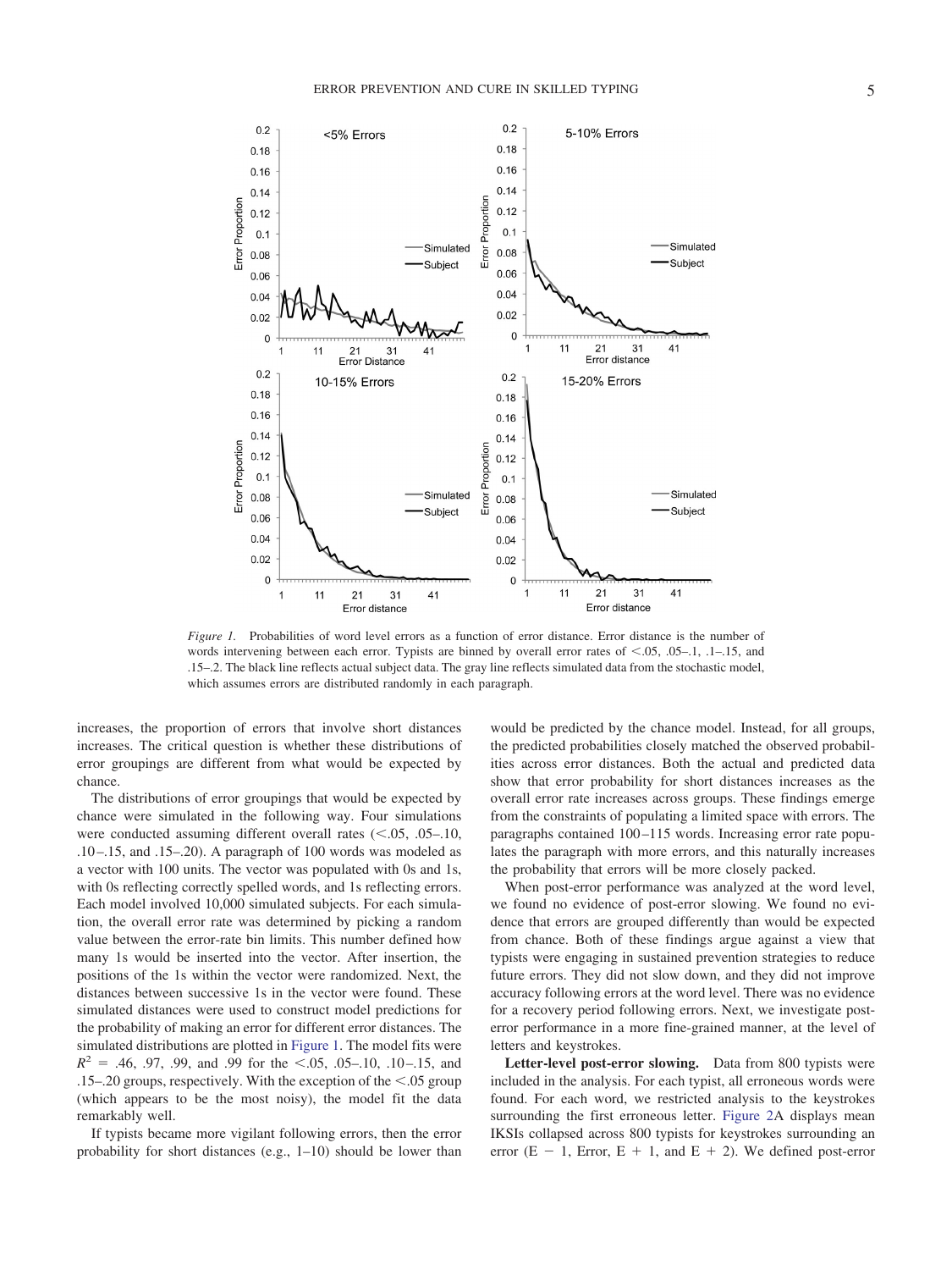*Figure 1.* Probabilities of word level errors as a function of error distance. Error distance is the number of words intervening between each error. Typists are binned by overall error rates of <.05, .05–.1, .1–.15, and .15–.2. The black line reflects actual subject data. The gray line reflects simulated data from the stochastic model, which assumes errors are distributed randomly in each paragraph.

increases, the proportion of errors that involve short distances increases. The critical question is whether these distributions of error groupings are different from what would be expected by chance.

The distributions of error groupings that would be expected by chance were simulated in the following way. Four simulations were conducted assuming different overall rates (<.05, .05–.10, .10–.15, and .15–.20). A paragraph of 100 words was modeled as a vector with 100 units. The vector was populated with 0s and 1s, with 0s reflecting correctly spelled words, and 1s reflecting errors. Each model involved 10,000 simulated subjects. For each simulation, the overall error rate was determined by picking a random value between the error-rate bin limits. This number defined how many 1s would be inserted into the vector. After insertion, the positions of the 1s within the vector were randomized. Next, the distances between successive 1s in the vector were found. These simulated distances were used to construct model predictions for the probability of making an error for different error distances. The simulated distributions are plotted in Figure 1. The model fits were $R^2$ = .46, .97, .99, and .99 for the <.05, .05–.10, .10–.15, and .15–.20 groups, respectively. With the exception of the <.05 group (which appears to be the most noisy), the model fit the data remarkably well.

If typists became more vigilant following errors, then the error probability for short distances (e.g., 1–10) should be lower than would be predicted by the chance model. Instead, for all groups, the predicted probabilities closely matched the observed probabilities across error distances. Both the actual and predicted data show that error probability for short distances increases as the overall error rate increases across groups. These findings emerge from the constraints of populating a limited space with errors. The paragraphs contained 100–115 words. Increasing error rate populates the paragraph with more errors, and this naturally increases the probability that errors will be more closely packed.

When post-error performance was analyzed at the word level, we found no evidence of post-error slowing. We found no evidence that errors are grouped differently than would be expected from chance. Both of these findings argue against a view that typists were engaging in sustained prevention strategies to reduce future errors. They did not slow down, and they did not improve accuracy following errors at the word level. There was no evidence for a recovery period following errors. Next, we investigate post-error performance in a more fine-grained manner, at the level of letters and keystrokes.

**Letter-level post-error slowing.** Data from 800 typists were included in the analysis. For each typist, all erroneous words were found. For each word, we restricted analysis to the keystrokes surrounding the first erroneous letter. Figure 2A displays mean IKSIs collapsed across 800 typists for keystrokes surrounding an error (E − 1, Error, E + 1, and E + 2). We defined post-error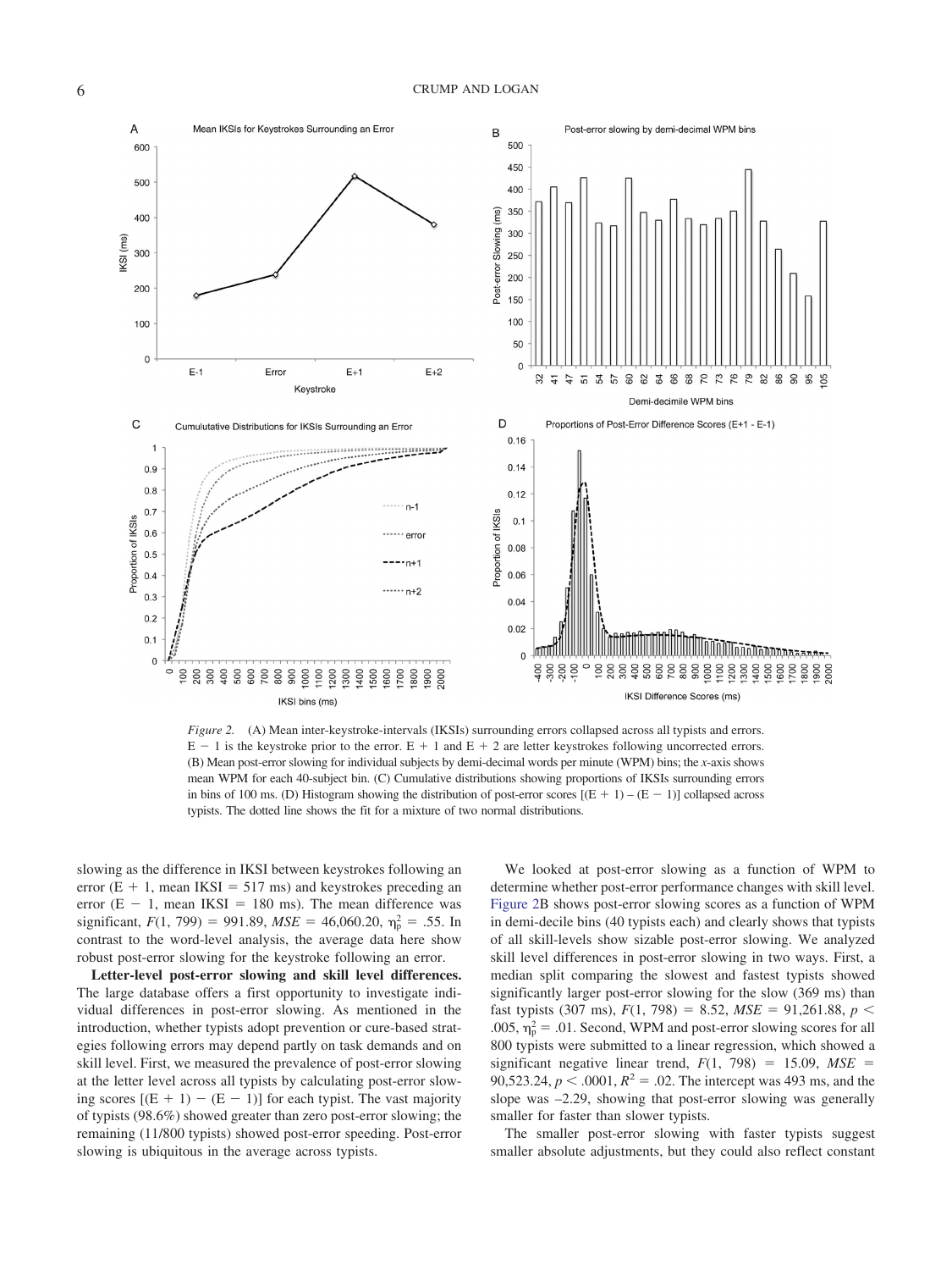*Figure 2.* (A) Mean inter-keystroke-intervals (IKSIs) surrounding errors collapsed across all typists and errors. E − 1 is the keystroke prior to the error. E + 1 and E + 2 are letter keystrokes following uncorrected errors. (B) Mean post-error slowing for individual subjects by demi-decimal words per minute (WPM) bins; the *x*-axis shows mean WPM for each 40-subject bin. (C) Cumulative distributions showing proportions of IKSIs surrounding errors in bins of 100 ms. (D) Histogram showing the distribution of post-error scores [(E + 1) – (E − 1)] collapsed across typists. The dotted line shows the fit for a mixture of two normal distributions.

slowing as the difference in IKSI between keystrokes following an error (E + 1, mean IKSI = 517 ms) and keystrokes preceding an error (E − 1, mean IKSI = 180 ms). The mean difference was significant, $F(1, 799) = 991.89$, $MSE = 46{,}060.20$, $\eta_p^2 = .55$. In contrast to the word-level analysis, the average data here show robust post-error slowing for the keystroke following an error.

**Letter-level post-error slowing and skill level differences.** The large database offers a first opportunity to investigate individual differences in post-error slowing. As mentioned in the introduction, whether typists adopt prevention or cure-based strategies following errors may depend partly on task demands and on skill level. First, we measured the prevalence of post-error slowing at the letter level across all typists by calculating post-error slowing scores [(E + 1) − (E − 1)] for each typist. The vast majority of typists (98.6%) showed greater than zero post-error slowing; the remaining (11/800 typists) showed post-error speeding. Post-error slowing is ubiquitous in the average across typists.

We looked at post-error slowing as a function of WPM to determine whether post-error performance changes with skill level. Figure 2B shows post-error slowing scores as a function of WPM in demi-decile bins (40 typists each) and clearly shows that typists of all skill-levels show sizable post-error slowing. We analyzed skill level differences in post-error slowing in two ways. First, a median split comparing the slowest and fastest typists showed significantly larger post-error slowing for the slow (369 ms) than fast typists (307 ms), $F(1, 798) = 8.52$, $MSE = 91{,}261.88$, $p < .005$, $\eta_p^2 = .01$. Second, WPM and post-error slowing scores for all 800 typists were submitted to a linear regression, which showed a significant negative linear trend, $F(1, 798) = 15.09$, $MSE = 90{,}523.24$, $p < .0001$, $R^2 = .02$. The intercept was 493 ms, and the slope was –2.29, showing that post-error slowing was generally smaller for faster than slower typists.

The smaller post-error slowing with faster typists suggest smaller absolute adjustments, but they could also reflect constant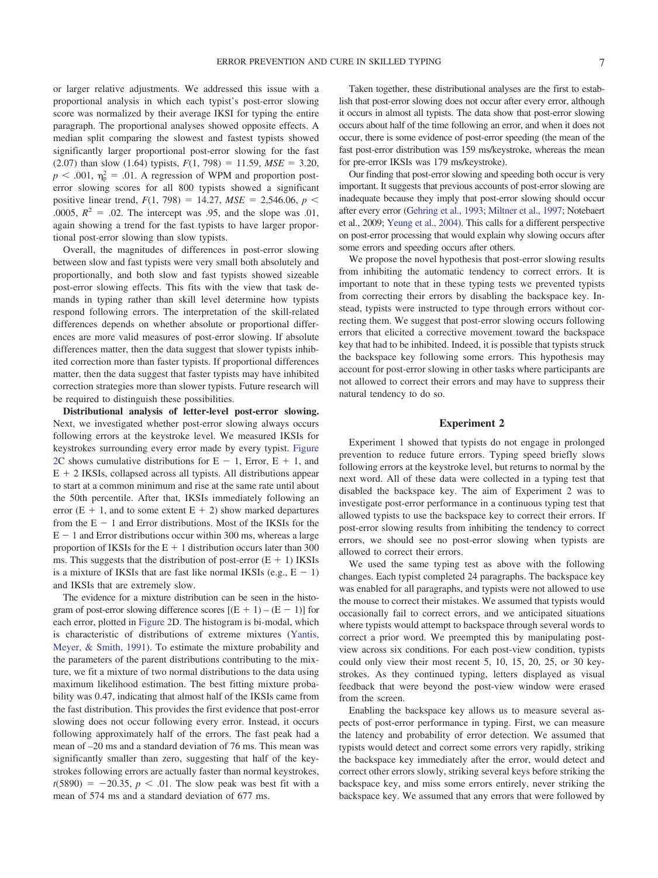or larger relative adjustments. We addressed this issue with a proportional analysis in which each typist's post-error slowing score was normalized by their average IKSI for typing the entire paragraph. The proportional analyses showed opposite effects. A median split comparing the slowest and fastest typists showed significantly larger proportional post-error slowing for the fast (2.07) than slow (1.64) typists, $F(1, 798) = 11.59$, $MSE = 3.20$, $p < .001$, $\eta_p^2 = .01$. A regression of WPM and proportion post-error slowing scores for all 800 typists showed a significant positive linear trend, $F(1, 798) = 14.27$, $MSE = 2{,}546.06$, $p < .0005$, $R^2 = .02$. The intercept was .95, and the slope was .01, again showing a trend for the fast typists to have larger proportional post-error slowing than slow typists.

Overall, the magnitudes of differences in post-error slowing between slow and fast typists were very small both absolutely and proportionally, and both slow and fast typists showed sizeable post-error slowing effects. This fits with the view that task demands in typing rather than skill level determine how typists respond following errors. The interpretation of the skill-related differences depends on whether absolute or proportional differences are more valid measures of post-error slowing. If absolute differences matter, then the data suggest that slower typists inhibited correction more than faster typists. If proportional differences matter, then the data suggest that faster typists may have inhibited correction strategies more than slower typists. Future research will be required to distinguish these possibilities.

**Distributional analysis of letter-level post-error slowing.** Next, we investigated whether post-error slowing always occurs following errors at the keystroke level. We measured IKSIs for keystrokes surrounding every error made by every typist. Figure 2C shows cumulative distributions for E − 1, Error, E + 1, and E + 2 IKSIs, collapsed across all typists. All distributions appear to start at a common minimum and rise at the same rate until about the 50th percentile. After that, IKSIs immediately following an error (E + 1, and to some extent E + 2) show marked departures from the E − 1 and Error distributions. Most of the IKSIs for the E − 1 and Error distributions occur within 300 ms, whereas a large proportion of IKSIs for the E + 1 distribution occurs later than 300 ms. This suggests that the distribution of post-error (E + 1) IKSIs is a mixture of IKSIs that are fast like normal IKSIs (e.g., E − 1) and IKSIs that are extremely slow.

The evidence for a mixture distribution can be seen in the histogram of post-error slowing difference scores [(E + 1) – (E − 1)] for each error, plotted in Figure 2D. The histogram is bi-modal, which is characteristic of distributions of extreme mixtures (Yantis, Meyer, & Smith, 1991). To estimate the mixture probability and the parameters of the parent distributions contributing to the mixture, we fit a mixture of two normal distributions to the data using maximum likelihood estimation. The best fitting mixture probability was 0.47, indicating that almost half of the IKSIs came from the fast distribution. This provides the first evidence that post-error slowing does not occur following every error. Instead, it occurs following approximately half of the errors. The fast peak had a mean of –20 ms and a standard deviation of 76 ms. This mean was significantly smaller than zero, suggesting that half of the keystrokes following errors are actually faster than normal keystrokes, $t(5890) = -20.35$, $p < .01$. The slow peak was best fit with a mean of 574 ms and a standard deviation of 677 ms.

Taken together, these distributional analyses are the first to establish that post-error slowing does not occur after every error, although it occurs in almost all typists. The data show that post-error slowing occurs about half of the time following an error, and when it does not occur, there is some evidence of post-error speeding (the mean of the fast post-error distribution was 159 ms/keystroke, whereas the mean for pre-error IKSIs was 179 ms/keystroke).

Our finding that post-error slowing and speeding both occur is very important. It suggests that previous accounts of post-error slowing are inadequate because they imply that post-error slowing should occur after every error (Gehring et al., 1993; Miltner et al., 1997; Notebaert et al., 2009; Yeung et al., 2004). This calls for a different perspective on post-error processing that would explain why slowing occurs after some errors and speeding occurs after others.

We propose the novel hypothesis that post-error slowing results from inhibiting the automatic tendency to correct errors. It is important to note that in these typing tests we prevented typists from correcting their errors by disabling the backspace key. Instead, typists were instructed to type through errors without correcting them. We suggest that post-error slowing occurs following errors that elicited a corrective movement toward the backspace key that had to be inhibited. Indeed, it is possible that typists struck the backspace key following some errors. This hypothesis may account for post-error slowing in other tasks where participants are not allowed to correct their errors and may have to suppress their natural tendency to do so.

## Experiment 2

Experiment 1 showed that typists do not engage in prolonged prevention to reduce future errors. Typing speed briefly slows following errors at the keystroke level, but returns to normal by the next word. All of these data were collected in a typing test that disabled the backspace key. The aim of Experiment 2 was to investigate post-error performance in a continuous typing test that allowed typists to use the backspace key to correct their errors. If post-error slowing results from inhibiting the tendency to correct errors, we should see no post-error slowing when typists are allowed to correct their errors.

We used the same typing test as above with the following changes. Each typist completed 24 paragraphs. The backspace key was enabled for all paragraphs, and typists were not allowed to use the mouse to correct their mistakes. We assumed that typists would occasionally fail to correct errors, and we anticipated situations where typists would attempt to backspace through several words to correct a prior word. We preempted this by manipulating post-view across six conditions. For each post-view condition, typists could only view their most recent 5, 10, 15, 20, 25, or 30 keystrokes. As they continued typing, letters displayed as visual feedback that were beyond the post-view window were erased from the screen.

Enabling the backspace key allows us to measure several aspects of post-error performance in typing. First, we can measure the latency and probability of error detection. We assumed that typists would detect and correct some errors very rapidly, striking the backspace key immediately after the error, would detect and correct other errors slowly, striking several keys before striking the backspace key, and miss some errors entirely, never striking the backspace key. We assumed that any errors that were followed by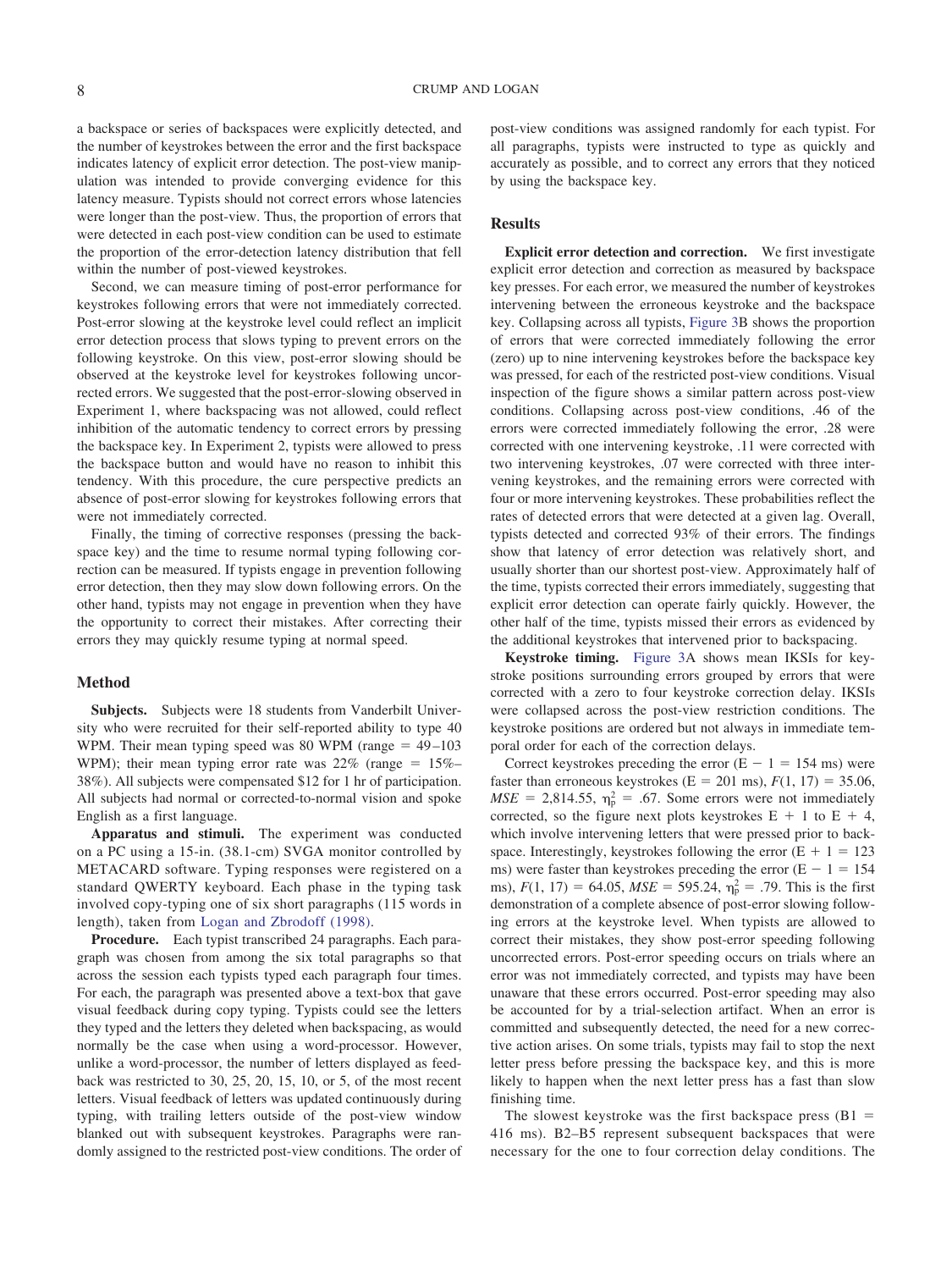a backspace or series of backspaces were explicitly detected, and the number of keystrokes between the error and the first backspace indicates latency of explicit error detection. The post-view manipulation was intended to provide converging evidence for this latency measure. Typists should not correct errors whose latencies were longer than the post-view. Thus, the proportion of errors that were detected in each post-view condition can be used to estimate the proportion of the error-detection latency distribution that fell within the number of post-viewed keystrokes.

Second, we can measure timing of post-error performance for keystrokes following errors that were not immediately corrected. Post-error slowing at the keystroke level could reflect an implicit error detection process that slows typing to prevent errors on the following keystroke. On this view, post-error slowing should be observed at the keystroke level for keystrokes following uncorrected errors. We suggested that the post-error-slowing observed in Experiment 1, where backspacing was not allowed, could reflect inhibition of the automatic tendency to correct errors by pressing the backspace key. In Experiment 2, typists were allowed to press the backspace button and would have no reason to inhibit this tendency. With this procedure, the cure perspective predicts an absence of post-error slowing for keystrokes following errors that were not immediately corrected.

Finally, the timing of corrective responses (pressing the backspace key) and the time to resume normal typing following correction can be measured. If typists engage in prevention following error detection, then they may slow down following errors. On the other hand, typists may not engage in prevention when they have the opportunity to correct their mistakes. After correcting their errors they may quickly resume typing at normal speed.

## Method

**Subjects.** Subjects were 18 students from Vanderbilt University who were recruited for their self-reported ability to type 40 WPM. Their mean typing speed was 80 WPM (range = 49–103 WPM); their mean typing error rate was 22% (range = 15%–38%). All subjects were compensated $12 for 1 hr of participation. All subjects had normal or corrected-to-normal vision and spoke English as a first language.

**Apparatus and stimuli.** The experiment was conducted on a PC using a 15-in. (38.1-cm) SVGA monitor controlled by METACARD software. Typing responses were registered on a standard QWERTY keyboard. Each phase in the typing task involved copy-typing one of six short paragraphs (115 words in length), taken from Logan and Zbrodoff (1998).

**Procedure.** Each typist transcribed 24 paragraphs. Each paragraph was chosen from among the six total paragraphs so that across the session each typists typed each paragraph four times. For each, the paragraph was presented above a text-box that gave visual feedback during copy typing. Typists could see the letters they typed and the letters they deleted when backspacing, as would normally be the case when using a word-processor. However, unlike a word-processor, the number of letters displayed as feedback was restricted to 30, 25, 20, 15, 10, or 5, of the most recent letters. Visual feedback of letters was updated continuously during typing, with trailing letters outside of the post-view window blanked out with subsequent keystrokes. Paragraphs were randomly assigned to the restricted post-view conditions. The order of post-view conditions was assigned randomly for each typist. For all paragraphs, typists were instructed to type as quickly and accurately as possible, and to correct any errors that they noticed by using the backspace key.

## Results

**Explicit error detection and correction.** We first investigate explicit error detection and correction as measured by backspace key presses. For each error, we measured the number of keystrokes intervening between the erroneous keystroke and the backspace key. Collapsing across all typists, Figure 3B shows the proportion of errors that were corrected immediately following the error (zero) up to nine intervening keystrokes before the backspace key was pressed, for each of the restricted post-view conditions. Visual inspection of the figure shows a similar pattern across post-view conditions. Collapsing across post-view conditions, .46 of the errors were corrected immediately following the error, .28 were corrected with one intervening keystroke, .11 were corrected with two intervening keystrokes, .07 were corrected with three intervening keystrokes, and the remaining errors were corrected with four or more intervening keystrokes. These probabilities reflect the rates of detected errors that were detected at a given lag. Overall, typists detected and corrected 93% of their errors. The findings show that latency of error detection was relatively short, and usually shorter than our shortest post-view. Approximately half of the time, typists corrected their errors immediately, suggesting that explicit error detection can operate fairly quickly. However, the other half of the time, typists missed their errors as evidenced by the additional keystrokes that intervened prior to backspacing.

**Keystroke timing.** Figure 3A shows mean IKSIs for keystroke positions surrounding errors grouped by errors that were corrected with a zero to four keystroke correction delay. IKSIs were collapsed across the post-view restriction conditions. The keystroke positions are ordered but not always in immediate temporal order for each of the correction delays.

Correct keystrokes preceding the error (E − 1 = 154 ms) were faster than erroneous keystrokes (E = 201 ms), $F(1, 17) = 35.06$, $MSE = 2{,}814.55$, $\eta_p^2 = .67$. Some errors were not immediately corrected, so the figure next plots keystrokes E + 1 to E + 4, which involve intervening letters that were pressed prior to backspace. Interestingly, keystrokes following the error (E + 1 = 123 ms) were faster than keystrokes preceding the error (E − 1 = 154 ms), $F(1, 17) = 64.05$, $MSE = 595.24$, $\eta_p^2 = .79$. This is the first demonstration of a complete absence of post-error slowing following errors at the keystroke level. When typists are allowed to correct their mistakes, they show post-error speeding following uncorrected errors. Post-error speeding occurs on trials where an error was not immediately corrected, and typists may have been unaware that these errors occurred. Post-error speeding may also be accounted for by a trial-selection artifact. When an error is committed and subsequently detected, the need for a new corrective action arises. On some trials, typists may fail to stop the next letter press before pressing the backspace key, and this is more likely to happen when the next letter press has a fast than slow finishing time.

The slowest keystroke was the first backspace press (B1 = 416 ms). B2–B5 represent subsequent backspaces that were necessary for the one to four correction delay conditions. The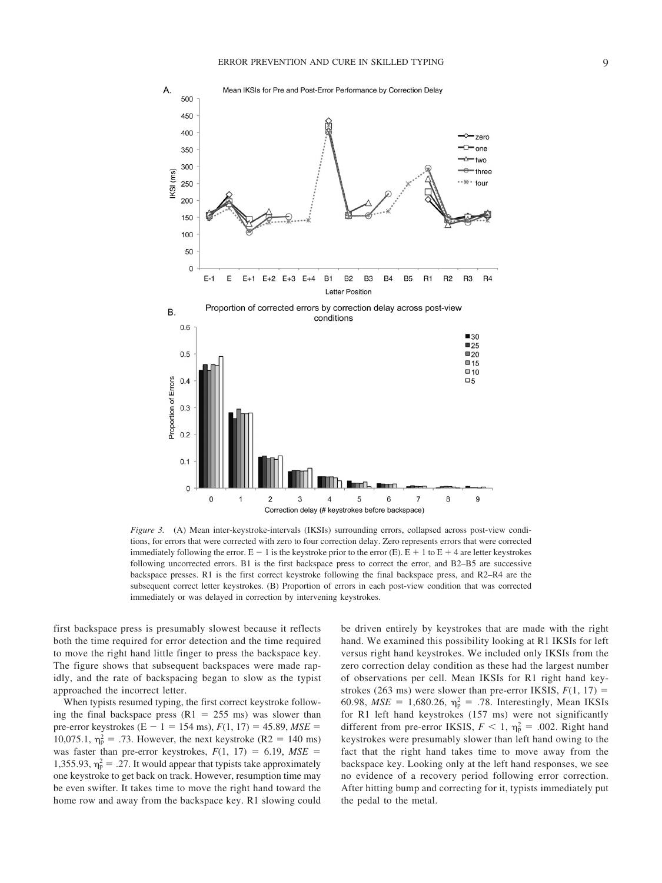*Figure 3.* (A) Mean inter-keystroke-intervals (IKSIs) surrounding errors, collapsed across post-view conditions, for errors that were corrected with zero to four correction delay. Zero represents errors that were corrected immediately following the error. E − 1 is the keystroke prior to the error (E). E + 1 to E + 4 are letter keystrokes following uncorrected errors. B1 is the first backspace press to correct the error, and B2–B5 are successive backspace presses. R1 is the first correct keystroke following the final backspace press, and R2–R4 are the subsequent correct letter keystrokes. (B) Proportion of errors in each post-view condition that was corrected immediately or was delayed in correction by intervening keystrokes.

first backspace press is presumably slowest because it reflects both the time required for error detection and the time required to move the right hand little finger to press the backspace key. The figure shows that subsequent backspaces were made rapidly, and the rate of backspacing began to slow as the typist approached the incorrect letter.

When typists resumed typing, the first correct keystroke following the final backspace press (R1 = 255 ms) was slower than pre-error keystrokes (E − 1 = 154 ms), $F(1, 17) = 45.89$, $MSE = 10{,}075.1$, $\eta_p^2 = .73$. However, the next keystroke (R2 = 140 ms) was faster than pre-error keystrokes, $F(1, 17) = 6.19$, $MSE = 1{,}355.93$, $\eta_p^2 = .27$. It would appear that typists take approximately one keystroke to get back on track. However, resumption time may be even swifter. It takes time to move the right hand toward the home row and away from the backspace key. R1 slowing could be driven entirely by keystrokes that are made with the right hand. We examined this possibility looking at R1 IKSIs for left versus right hand keystrokes. We included only IKSIs from the zero correction delay condition as these had the largest number of observations per cell. Mean IKSIs for R1 right hand keystrokes (263 ms) were slower than pre-error IKSIS, $F(1, 17) = 60.98$, $MSE = 1{,}680.26$, $\eta_p^2 = .78$. Interestingly, Mean IKSIs for R1 left hand keystrokes (157 ms) were not significantly different from pre-error IKSIS, $F < 1$, $\eta_p^2 = .002$. Right hand keystrokes were presumably slower than left hand owing to the fact that the right hand takes time to move away from the backspace key. Looking only at the left hand responses, we see no evidence of a recovery period following error correction. After hitting bump and correcting for it, typists immediately put the pedal to the metal.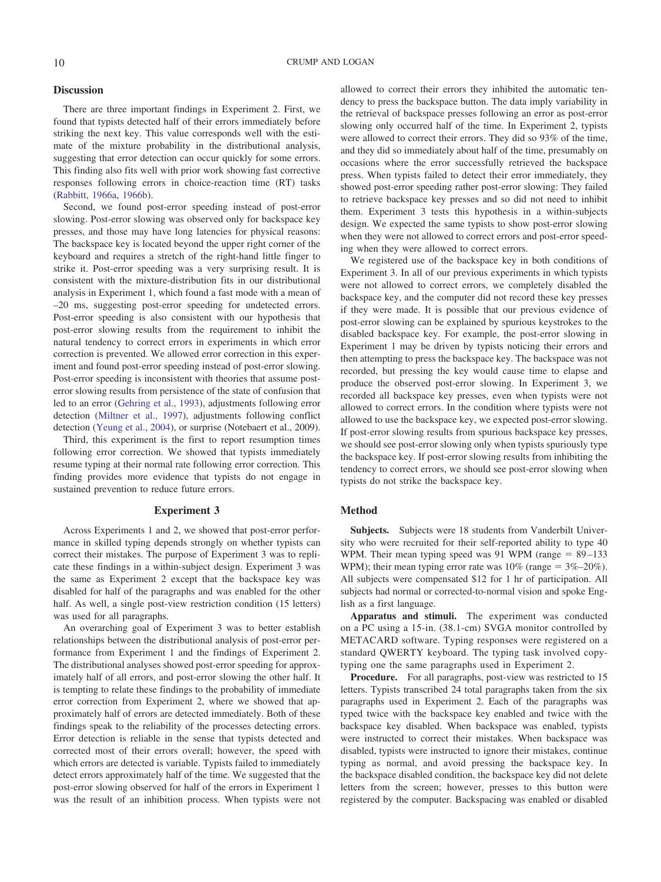## Discussion

There are three important findings in Experiment 2. First, we found that typists detected half of their errors immediately before striking the next key. This value corresponds well with the estimate of the mixture probability in the distributional analysis, suggesting that error detection can occur quickly for some errors. This finding also fits well with prior work showing fast corrective responses following errors in choice-reaction time (RT) tasks (Rabbitt, 1966a, 1966b).

Second, we found post-error speeding instead of post-error slowing. Post-error slowing was observed only for backspace key presses, and those may have long latencies for physical reasons: The backspace key is located beyond the upper right corner of the keyboard and requires a stretch of the right-hand little finger to strike it. Post-error speeding was a very surprising result. It is consistent with the mixture-distribution fits in our distributional analysis in Experiment 1, which found a fast mode with a mean of –20 ms, suggesting post-error speeding for undetected errors. Post-error speeding is also consistent with our hypothesis that post-error slowing results from the requirement to inhibit the natural tendency to correct errors in experiments in which error correction is prevented. We allowed error correction in this experiment and found post-error speeding instead of post-error slowing. Post-error speeding is inconsistent with theories that assume post-error slowing results from persistence of the state of confusion that led to an error (Gehring et al., 1993), adjustments following error detection (Miltner et al., 1997), adjustments following conflict detection (Yeung et al., 2004), or surprise (Notebaert et al., 2009).

Third, this experiment is the first to report resumption times following error correction. We showed that typists immediately resume typing at their normal rate following error correction. This finding provides more evidence that typists do not engage in sustained prevention to reduce future errors.

## Experiment 3

Across Experiments 1 and 2, we showed that post-error performance in skilled typing depends strongly on whether typists can correct their mistakes. The purpose of Experiment 3 was to replicate these findings in a within-subject design. Experiment 3 was the same as Experiment 2 except that the backspace key was disabled for half of the paragraphs and was enabled for the other half. As well, a single post-view restriction condition (15 letters) was used for all paragraphs.

An overarching goal of Experiment 3 was to better establish relationships between the distributional analysis of post-error performance from Experiment 1 and the findings of Experiment 2. The distributional analyses showed post-error speeding for approximately half of all errors, and post-error slowing the other half. It is tempting to relate these findings to the probability of immediate error correction from Experiment 2, where we showed that approximately half of errors are detected immediately. Both of these findings speak to the reliability of the processes detecting errors. Error detection is reliable in the sense that typists detected and corrected most of their errors overall; however, the speed with which errors are detected is variable. Typists failed to immediately detect errors approximately half of the time. We suggested that the post-error slowing observed for half of the errors in Experiment 1 was the result of an inhibition process. When typists were not allowed to correct their errors they inhibited the automatic tendency to press the backspace button. The data imply variability in the retrieval of backspace presses following an error as post-error slowing only occurred half of the time. In Experiment 2, typists were allowed to correct their errors. They did so 93% of the time, and they did so immediately about half of the time, presumably on occasions where the error successfully retrieved the backspace press. When typists failed to detect their error immediately, they showed post-error speeding rather post-error slowing: They failed to retrieve backspace key presses and so did not need to inhibit them. Experiment 3 tests this hypothesis in a within-subjects design. We expected the same typists to show post-error slowing when they were not allowed to correct errors and post-error speeding when they were allowed to correct errors.

We registered use of the backspace key in both conditions of Experiment 3. In all of our previous experiments in which typists were not allowed to correct errors, we completely disabled the backspace key, and the computer did not record these key presses if they were made. It is possible that our previous evidence of post-error slowing can be explained by spurious keystrokes to the disabled backspace key. For example, the post-error slowing in Experiment 1 may be driven by typists noticing their errors and then attempting to press the backspace key. The backspace was not recorded, but pressing the key would cause time to elapse and produce the observed post-error slowing. In Experiment 3, we recorded all backspace key presses, even when typists were not allowed to correct errors. In the condition where typists were not allowed to use the backspace key, we expected post-error slowing. If post-error slowing results from spurious backspace key presses, we should see post-error slowing only when typists spuriously type the backspace key. If post-error slowing results from inhibiting the tendency to correct errors, we should see post-error slowing when typists do not strike the backspace key.

## Method

**Subjects.** Subjects were 18 students from Vanderbilt University who were recruited for their self-reported ability to type 40 WPM. Their mean typing speed was 91 WPM (range = 89–133 WPM); their mean typing error rate was 10% (range = 3%–20%). All subjects were compensated $12 for 1 hr of participation. All subjects had normal or corrected-to-normal vision and spoke English as a first language.

**Apparatus and stimuli.** The experiment was conducted on a PC using a 15-in. (38.1-cm) SVGA monitor controlled by METACARD software. Typing responses were registered on a standard QWERTY keyboard. The typing task involved copy-typing one the same paragraphs used in Experiment 2.

**Procedure.** For all paragraphs, post-view was restricted to 15 letters. Typists transcribed 24 total paragraphs taken from the six paragraphs used in Experiment 2. Each of the paragraphs was typed twice with the backspace key enabled and twice with the backspace key disabled. When backspace was enabled, typists were instructed to correct their mistakes. When backspace was disabled, typists were instructed to ignore their mistakes, continue typing as normal, and avoid pressing the backspace key. In the backspace disabled condition, the backspace key did not delete letters from the screen; however, presses to this button were registered by the computer. Backspacing was enabled or disabled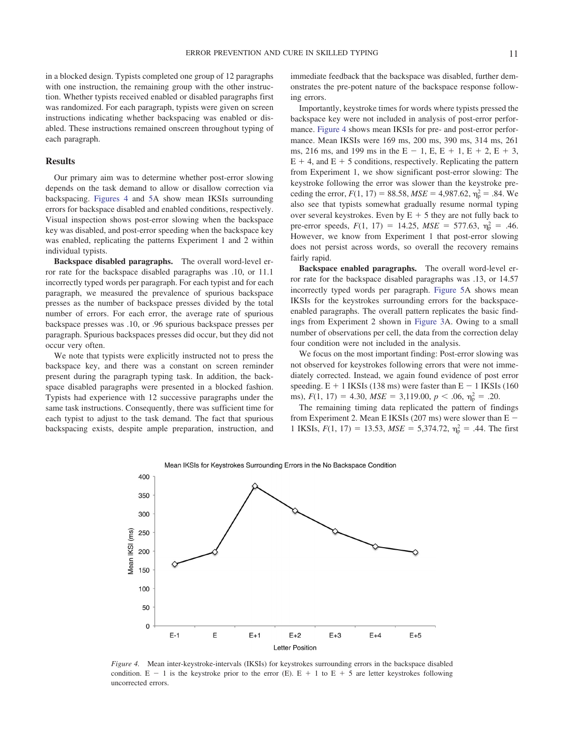in a blocked design. Typists completed one group of 12 paragraphs with one instruction, the remaining group with the other instruction. Whether typists received enabled or disabled paragraphs first was randomized. For each paragraph, typists were given on screen instructions indicating whether backspacing was enabled or disabled. These instructions remained onscreen throughout typing of each paragraph.

## Results

Our primary aim was to determine whether post-error slowing depends on the task demand to allow or disallow correction via backspacing. Figures 4 and 5A show mean IKSIs surrounding errors for backspace disabled and enabled conditions, respectively. Visual inspection shows post-error slowing when the backspace key was disabled, and post-error speeding when the backspace key was enabled, replicating the patterns Experiment 1 and 2 within individual typists.

**Backspace disabled paragraphs.** The overall word-level error rate for the backspace disabled paragraphs was .10, or 11.1 incorrectly typed words per paragraph. For each typist and for each paragraph, we measured the prevalence of spurious backspace presses as the number of backspace presses divided by the total number of errors. For each error, the average rate of spurious backspace presses was .10, or .96 spurious backspace presses per paragraph. Spurious backspaces presses did occur, but they did not occur very often.

We note that typists were explicitly instructed not to press the backspace key, and there was a constant on screen reminder present during the paragraph typing task. In addition, the backspace disabled paragraphs were presented in a blocked fashion. Typists had experience with 12 successive paragraphs under the same task instructions. Consequently, there was sufficient time for each typist to adjust to the task demand. The fact that spurious backspacing exists, despite ample preparation, instruction, and immediate feedback that the backspace was disabled, further demonstrates the pre-potent nature of the backspace response following errors.

Importantly, keystroke times for words where typists pressed the backspace key were not included in analysis of post-error performance. Figure 4 shows mean IKSIs for pre- and post-error performance. Mean IKSIs were 169 ms, 200 ms, 390 ms, 314 ms, 261 ms, 216 ms, and 199 ms in the E − 1, E, E + 1, E + 2, E + 3, E + 4, and E + 5 conditions, respectively. Replicating the pattern from Experiment 1, we show significant post-error slowing: The keystroke following the error was slower than the keystroke preceding the error, $F(1, 17) = 88.58$, $MSE = 4{,}987.62$, $\eta_p^2 = .84$. We also see that typists somewhat gradually resume normal typing over several keystrokes. Even by E + 5 they are not fully back to pre-error speeds, $F(1, 17) = 14.25$, $MSE = 577.63$, $\eta_p^2 = .46$. However, we know from Experiment 1 that post-error slowing does not persist across words, so overall the recovery remains fairly rapid.

**Backspace enabled paragraphs.** The overall word-level error rate for the backspace disabled paragraphs was .13, or 14.57 incorrectly typed words per paragraph. Figure 5A shows mean IKSIs for the keystrokes surrounding errors for the backspace-enabled paragraphs. The overall pattern replicates the basic findings from Experiment 2 shown in Figure 3A. Owing to a small number of observations per cell, the data from the correction delay four condition were not included in the analysis.

We focus on the most important finding: Post-error slowing was not observed for keystrokes following errors that were not immediately corrected. Instead, we again found evidence of post error speeding. E + 1 IKSIs (138 ms) were faster than E − 1 IKSIs (160 ms), $F(1, 17) = 4.30$, $MSE = 3{,}119.00$, $p < .06$, $\eta_p^2 = .20$.

The remaining timing data replicated the pattern of findings from Experiment 2. Mean E IKSIs (207 ms) were slower than E − 1 IKSIs, $F(1, 17) = 13.53$, $MSE = 5{,}374.72$, $\eta_p^2 = .44$. The first

*Figure 4.* Mean inter-keystroke-intervals (IKSIs) for keystrokes surrounding errors in the backspace disabled condition. E − 1 is the keystroke prior to the error (E). E + 1 to E + 5 are letter keystrokes following uncorrected errors.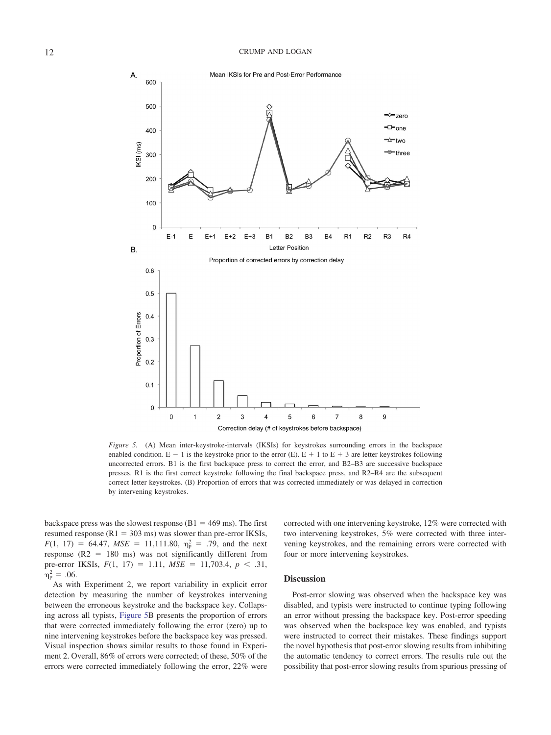*Figure 5.* (A) Mean inter-keystroke-intervals (IKSIs) for keystrokes surrounding errors in the backspace enabled condition. E − 1 is the keystroke prior to the error (E). E + 1 to E + 3 are letter keystrokes following uncorrected errors. B1 is the first backspace press to correct the error, and B2–B3 are successive backspace presses. R1 is the first correct keystroke following the final backspace press, and R2–R4 are the subsequent correct letter keystrokes. (B) Proportion of errors that was corrected immediately or was delayed in correction by intervening keystrokes.

backspace press was the slowest response (B1 = 469 ms). The first resumed response (R1 = 303 ms) was slower than pre-error IKSIs, $F(1, 17) = 64.47$, $MSE = 11{,}111.80$, $\eta_p^2 = .79$, and the next response (R2 = 180 ms) was not significantly different from pre-error IKSIs, $F(1, 17) = 1.11$, $MSE = 11{,}703.4$, $p < .31$, $\eta_p^2 = .06$.

As with Experiment 2, we report variability in explicit error detection by measuring the number of keystrokes intervening between the erroneous keystroke and the backspace key. Collapsing across all typists, Figure 5B presents the proportion of errors that were corrected immediately following the error (zero) up to nine intervening keystrokes before the backspace key was pressed. Visual inspection shows similar results to those found in Experiment 2. Overall, 86% of errors were corrected; of these, 50% of the errors were corrected immediately following the error, 22% were corrected with one intervening keystroke, 12% were corrected with two intervening keystrokes, 5% were corrected with three intervening keystrokes, and the remaining errors were corrected with four or more intervening keystrokes.

## Discussion

Post-error slowing was observed when the backspace key was disabled, and typists were instructed to continue typing following an error without pressing the backspace key. Post-error speeding was observed when the backspace key was enabled, and typists were instructed to correct their mistakes. These findings support the novel hypothesis that post-error slowing results from inhibiting the automatic tendency to correct errors. The results rule out the possibility that post-error slowing results from spurious pressing of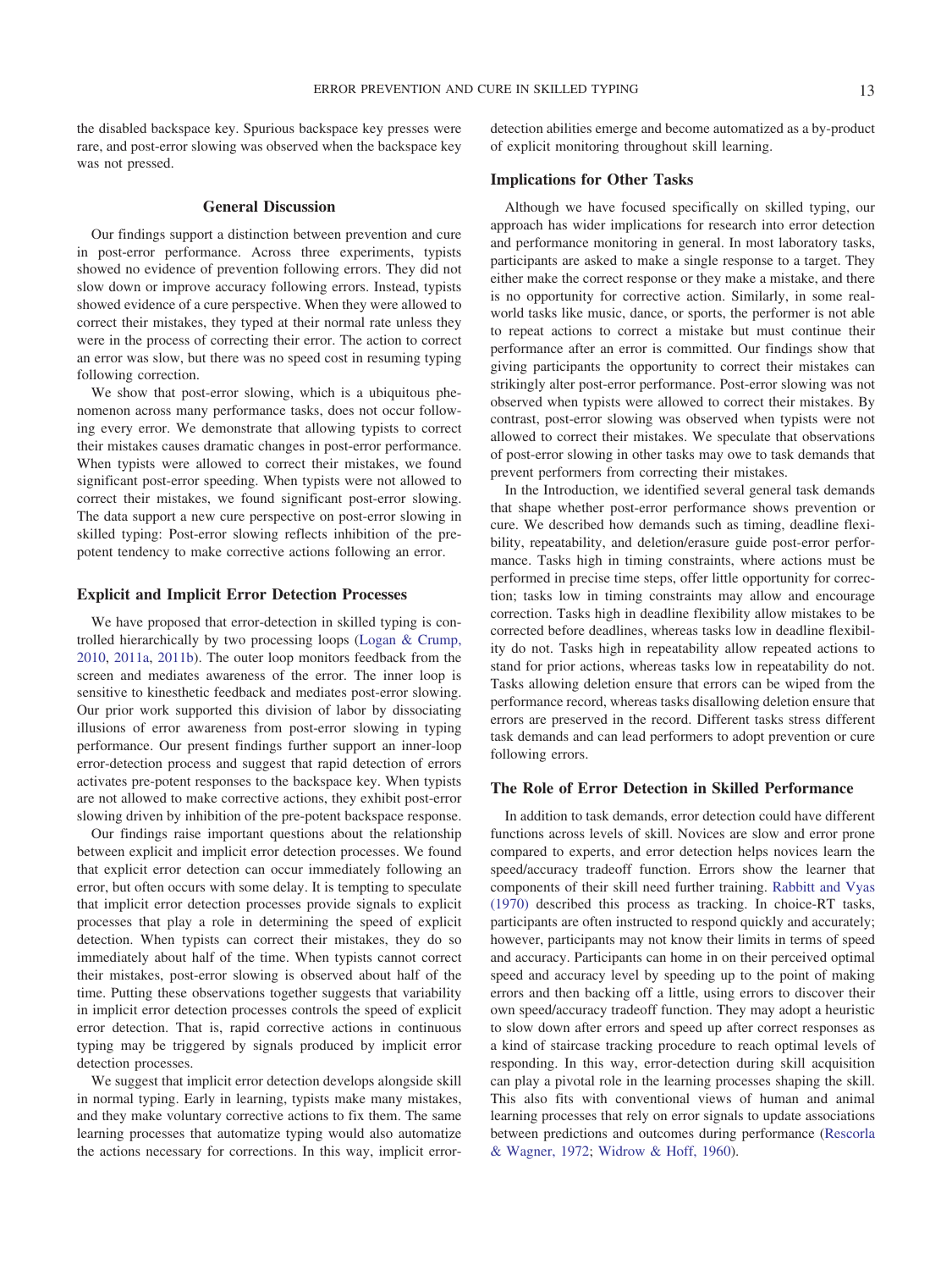the disabled backspace key. Spurious backspace key presses were rare, and post-error slowing was observed when the backspace key was not pressed.

## General Discussion

Our findings support a distinction between prevention and cure in post-error performance. Across three experiments, typists showed no evidence of prevention following errors. They did not slow down or improve accuracy following errors. Instead, typists showed evidence of a cure perspective. When they were allowed to correct their mistakes, they typed at their normal rate unless they were in the process of correcting their error. The action to correct an error was slow, but there was no speed cost in resuming typing following correction.

We show that post-error slowing, which is a ubiquitous phenomenon across many performance tasks, does not occur following every error. We demonstrate that allowing typists to correct their mistakes causes dramatic changes in post-error performance. When typists were allowed to correct their mistakes, we found significant post-error speeding. When typists were not allowed to correct their mistakes, we found significant post-error slowing. The data support a new cure perspective on post-error slowing in skilled typing: Post-error slowing reflects inhibition of the prepotent tendency to make corrective actions following an error.

### Explicit and Implicit Error Detection Processes

We have proposed that error-detection in skilled typing is controlled hierarchically by two processing loops (Logan & Crump, 2010, 2011a, 2011b). The outer loop monitors feedback from the screen and mediates awareness of the error. The inner loop is sensitive to kinesthetic feedback and mediates post-error slowing. Our prior work supported this division of labor by dissociating illusions of error awareness from post-error slowing in typing performance. Our present findings further support an inner-loop error-detection process and suggest that rapid detection of errors activates pre-potent responses to the backspace key. When typists are not allowed to make corrective actions, they exhibit post-error slowing driven by inhibition of the pre-potent backspace response.

Our findings raise important questions about the relationship between explicit and implicit error detection processes. We found that explicit error detection can occur immediately following an error, but often occurs with some delay. It is tempting to speculate that implicit error detection processes provide signals to explicit processes that play a role in determining the speed of explicit detection. When typists can correct their mistakes, they do so immediately about half of the time. When typists cannot correct their mistakes, post-error slowing is observed about half of the time. Putting these observations together suggests that variability in implicit error detection processes controls the speed of explicit error detection. That is, rapid corrective actions in continuous typing may be triggered by signals produced by implicit error detection processes.

We suggest that implicit error detection develops alongside skill in normal typing. Early in learning, typists make many mistakes, and they make voluntary corrective actions to fix them. The same learning processes that automatize typing would also automatize the actions necessary for corrections. In this way, implicit error-detection abilities emerge and become automatized as a by-product of explicit monitoring throughout skill learning.

### Implications for Other Tasks

Although we have focused specifically on skilled typing, our approach has wider implications for research into error detection and performance monitoring in general. In most laboratory tasks, participants are asked to make a single response to a target. They either make the correct response or they make a mistake, and there is no opportunity for corrective action. Similarly, in some real-world tasks like music, dance, or sports, the performer is not able to repeat actions to correct a mistake but must continue their performance after an error is committed. Our findings show that giving participants the opportunity to correct their mistakes can strikingly alter post-error performance. Post-error slowing was not observed when typists were allowed to correct their mistakes. By contrast, post-error slowing was observed when typists were not allowed to correct their mistakes. We speculate that observations of post-error slowing in other tasks may owe to task demands that prevent performers from correcting their mistakes.

In the Introduction, we identified several general task demands that shape whether post-error performance shows prevention or cure. We described how demands such as timing, deadline flexibility, repeatability, and deletion/erasure guide post-error performance. Tasks high in timing constraints, where actions must be performed in precise time steps, offer little opportunity for correction; tasks low in timing constraints may allow and encourage correction. Tasks high in deadline flexibility allow mistakes to be corrected before deadlines, whereas tasks low in deadline flexibility do not. Tasks high in repeatability allow repeated actions to stand for prior actions, whereas tasks low in repeatability do not. Tasks allowing deletion ensure that errors can be wiped from the performance record, whereas tasks disallowing deletion ensure that errors are preserved in the record. Different tasks stress different task demands and can lead performers to adopt prevention or cure following errors.

### The Role of Error Detection in Skilled Performance

In addition to task demands, error detection could have different functions across levels of skill. Novices are slow and error prone compared to experts, and error detection helps novices learn the speed/accuracy tradeoff function. Errors show the learner that components of their skill need further training. Rabbitt and Vyas (1970) described this process as tracking. In choice-RT tasks, participants are often instructed to respond quickly and accurately; however, participants may not know their limits in terms of speed and accuracy. Participants can home in on their perceived optimal speed and accuracy level by speeding up to the point of making errors and then backing off a little, using errors to discover their own speed/accuracy tradeoff function. They may adopt a heuristic to slow down after errors and speed up after correct responses as a kind of staircase tracking procedure to reach optimal levels of responding. In this way, error-detection during skill acquisition can play a pivotal role in the learning processes shaping the skill. This also fits with conventional views of human and animal learning processes that rely on error signals to update associations between predictions and outcomes during performance (Rescorla & Wagner, 1972; Widrow & Hoff, 1960).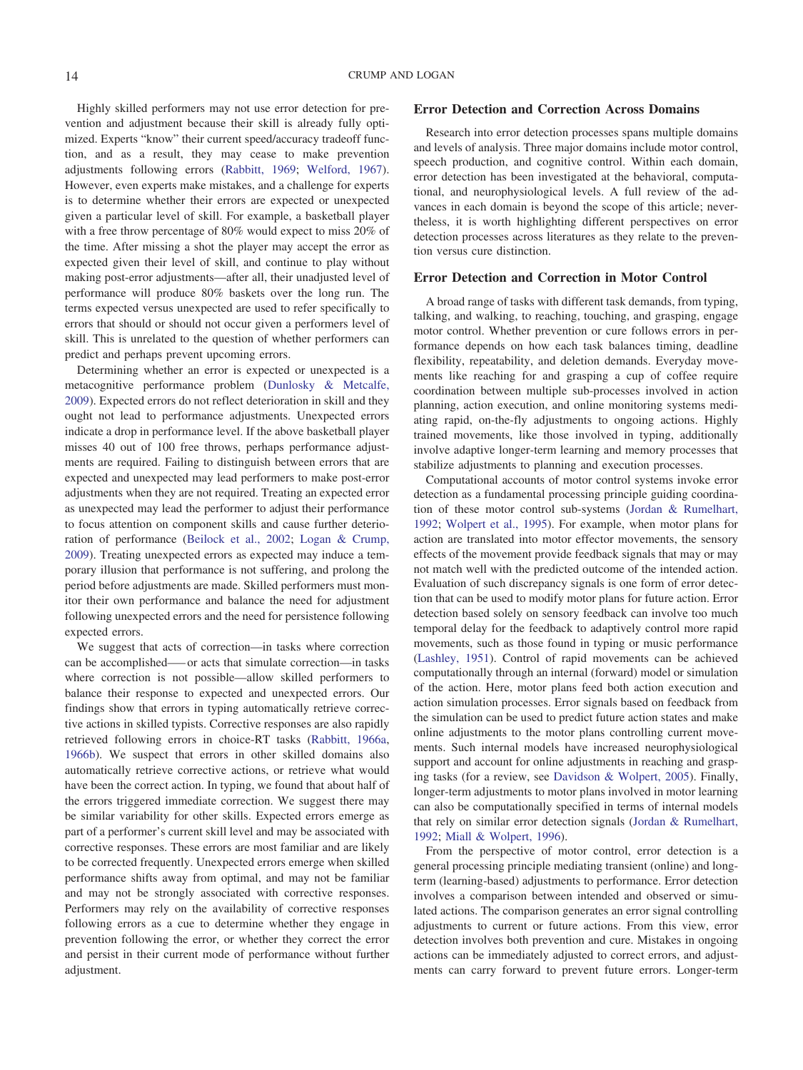Highly skilled performers may not use error detection for prevention and adjustment because their skill is already fully optimized. Experts "know" their current speed/accuracy tradeoff function, and as a result, they may cease to make prevention adjustments following errors (Rabbitt, 1969; Welford, 1967). However, even experts make mistakes, and a challenge for experts is to determine whether their errors are expected or unexpected given a particular level of skill. For example, a basketball player with a free throw percentage of 80% would expect to miss 20% of the time. After missing a shot the player may accept the error as expected given their level of skill, and continue to play without making post-error adjustments—after all, their unadjusted level of performance will produce 80% baskets over the long run. The terms expected versus unexpected are used to refer specifically to errors that should or should not occur given a performers level of skill. This is unrelated to the question of whether performers can predict and perhaps prevent upcoming errors.

Determining whether an error is expected or unexpected is a metacognitive performance problem (Dunlosky & Metcalfe, 2009). Expected errors do not reflect deterioration in skill and they ought not lead to performance adjustments. Unexpected errors indicate a drop in performance level. If the above basketball player misses 40 out of 100 free throws, perhaps performance adjustments are required. Failing to distinguish between errors that are expected and unexpected may lead performers to make post-error adjustments when they are not required. Treating an expected error as unexpected may lead the performer to adjust their performance to focus attention on component skills and cause further deterioration of performance (Beilock et al., 2002; Logan & Crump, 2009). Treating unexpected errors as expected may induce a temporary illusion that performance is not suffering, and prolong the period before adjustments are made. Skilled performers must monitor their own performance and balance the need for adjustment following unexpected errors and the need for persistence following expected errors.

We suggest that acts of correction—in tasks where correction can be accomplished—or acts that simulate correction—in tasks where correction is not possible—allow skilled performers to balance their response to expected and unexpected errors. Our findings show that errors in typing automatically retrieve corrective actions in skilled typists. Corrective responses are also rapidly retrieved following errors in choice-RT tasks (Rabbitt, 1966a, 1966b). We suspect that errors in other skilled domains also automatically retrieve corrective actions, or retrieve what would have been the correct action. In typing, we found that about half of the errors triggered immediate correction. We suggest there may be similar variability for other skills. Expected errors emerge as part of a performer's current skill level and may be associated with corrective responses. These errors are most familiar and are likely to be corrected frequently. Unexpected errors emerge when skilled performance shifts away from optimal, and may not be familiar and may not be strongly associated with corrective responses. Performers may rely on the availability of corrective responses following errors as a cue to determine whether they engage in prevention following the error, or whether they correct the error and persist in their current mode of performance without further adjustment.

## Error Detection and Correction Across Domains

Research into error detection processes spans multiple domains and levels of analysis. Three major domains include motor control, speech production, and cognitive control. Within each domain, error detection has been investigated at the behavioral, computational, and neurophysiological levels. A full review of the advances in each domain is beyond the scope of this article; nevertheless, it is worth highlighting different perspectives on error detection processes across literatures as they relate to the prevention versus cure distinction.

## Error Detection and Correction in Motor Control

A broad range of tasks with different task demands, from typing, talking, and walking, to reaching, touching, and grasping, engage motor control. Whether prevention or cure follows errors in performance depends on how each task balances timing, deadline flexibility, repeatability, and deletion demands. Everyday movements like reaching for and grasping a cup of coffee require coordination between multiple sub-processes involved in action planning, action execution, and online monitoring systems mediating rapid, on-the-fly adjustments to ongoing actions. Highly trained movements, like those involved in typing, additionally involve adaptive longer-term learning and memory processes that stabilize adjustments to planning and execution processes.

Computational accounts of motor control systems invoke error detection as a fundamental processing principle guiding coordination of these motor control sub-systems (Jordan & Rumelhart, 1992; Wolpert et al., 1995). For example, when motor plans for action are translated into motor effector movements, the sensory effects of the movement provide feedback signals that may or may not match well with the predicted outcome of the intended action. Evaluation of such discrepancy signals is one form of error detection that can be used to modify motor plans for future action. Error detection based solely on sensory feedback can involve too much temporal delay for the feedback to adaptively control more rapid movements, such as those found in typing or music performance (Lashley, 1951). Control of rapid movements can be achieved computationally through an internal (forward) model or simulation of the action. Here, motor plans feed both action execution and action simulation processes. Error signals based on feedback from the simulation can be used to predict future action states and make online adjustments to the motor plans controlling current movements. Such internal models have increased neurophysiological support and account for online adjustments in reaching and grasping tasks (for a review, see Davidson & Wolpert, 2005). Finally, longer-term adjustments to motor plans involved in motor learning can also be computationally specified in terms of internal models that rely on similar error detection signals (Jordan & Rumelhart, 1992; Miall & Wolpert, 1996).

From the perspective of motor control, error detection is a general processing principle mediating transient (online) and long-term (learning-based) adjustments to performance. Error detection involves a comparison between intended and observed or simulated actions. The comparison generates an error signal controlling adjustments to current or future actions. From this view, error detection involves both prevention and cure. Mistakes in ongoing actions can be immediately adjusted to correct errors, and adjustments can carry forward to prevent future errors. Longer-term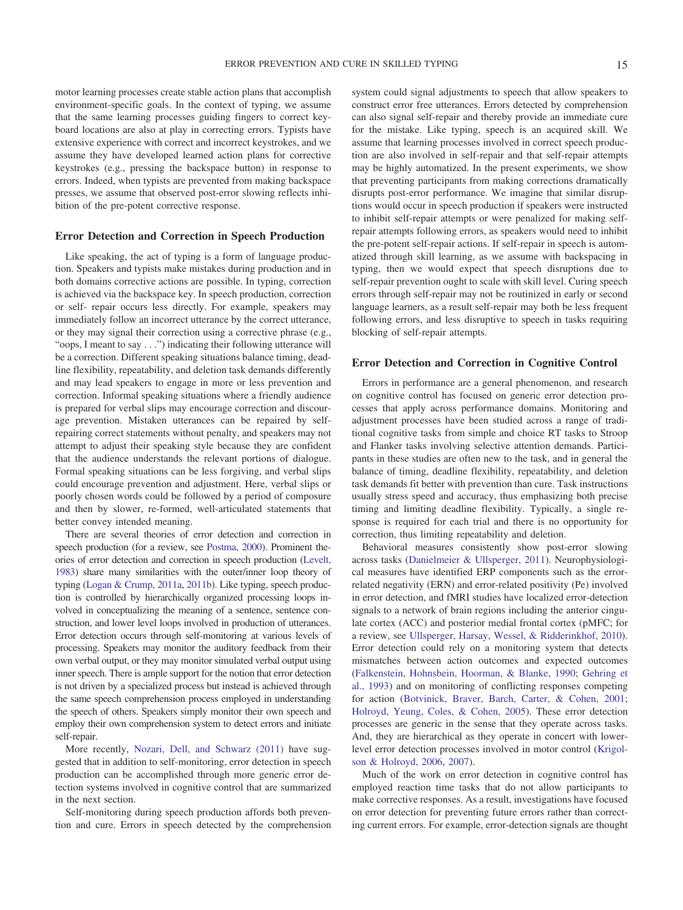motor learning processes create stable action plans that accomplish environment-specific goals. In the context of typing, we assume that the same learning processes guiding fingers to correct keyboard locations are also at play in correcting errors. Typists have extensive experience with correct and incorrect keystrokes, and we assume they have developed learned action plans for corrective keystrokes (e.g., pressing the backspace button) in response to errors. Indeed, when typists are prevented from making backspace presses, we assume that observed post-error slowing reflects inhibition of the pre-potent corrective response.

## Error Detection and Correction in Speech Production

Like speaking, the act of typing is a form of language production. Speakers and typists make mistakes during production and in both domains corrective actions are possible. In typing, correction is achieved via the backspace key. In speech production, correction or self- repair occurs less directly. For example, speakers may immediately follow an incorrect utterance by the correct utterance, or they may signal their correction using a corrective phrase (e.g., "oops, I meant to say . . .") indicating their following utterance will be a correction. Different speaking situations balance timing, deadline flexibility, repeatability, and deletion task demands differently and may lead speakers to engage in more or less prevention and correction. Informal speaking situations where a friendly audience is prepared for verbal slips may encourage correction and discourage prevention. Mistaken utterances can be repaired by self-repairing correct statements without penalty, and speakers may not attempt to adjust their speaking style because they are confident that the audience understands the relevant portions of dialogue. Formal speaking situations can be less forgiving, and verbal slips could encourage prevention and adjustment. Here, verbal slips or poorly chosen words could be followed by a period of composure and then by slower, re-formed, well-articulated statements that better convey intended meaning.

There are several theories of error detection and correction in speech production (for a review, see Postma, 2000). Prominent theories of error detection and correction in speech production (Levelt, 1983) share many similarities with the outer/inner loop theory of typing (Logan & Crump, 2011a, 2011b). Like typing, speech production is controlled by hierarchically organized processing loops involved in conceptualizing the meaning of a sentence, sentence construction, and lower level loops involved in production of utterances. Error detection occurs through self-monitoring at various levels of processing. Speakers may monitor the auditory feedback from their own verbal output, or they may monitor simulated verbal output using inner speech. There is ample support for the notion that error detection is not driven by a specialized process but instead is achieved through the same speech comprehension process employed in understanding the speech of others. Speakers simply monitor their own speech and employ their own comprehension system to detect errors and initiate self-repair.

More recently, Nozari, Dell, and Schwarz (2011) have suggested that in addition to self-monitoring, error detection in speech production can be accomplished through more generic error detection systems involved in cognitive control that are summarized in the next section.

Self-monitoring during speech production affords both prevention and cure. Errors in speech detected by the comprehension system could signal adjustments to speech that allow speakers to construct error free utterances. Errors detected by comprehension can also signal self-repair and thereby provide an immediate cure for the mistake. Like typing, speech is an acquired skill. We assume that learning processes involved in correct speech production are also involved in self-repair and that self-repair attempts may be highly automatized. In the present experiments, we show that preventing participants from making corrections dramatically disrupts post-error performance. We imagine that similar disruptions would occur in speech production if speakers were instructed to inhibit self-repair attempts or were penalized for making self-repair attempts following errors, as speakers would need to inhibit the pre-potent self-repair actions. If self-repair in speech is automatized through skill learning, as we assume with backspacing in typing, then we would expect that speech disruptions due to self-repair prevention ought to scale with skill level. Curing speech errors through self-repair may not be routinized in early or second language learners, as a result self-repair may both be less frequent following errors, and less disruptive to speech in tasks requiring blocking of self-repair attempts.

## Error Detection and Correction in Cognitive Control

Errors in performance are a general phenomenon, and research on cognitive control has focused on generic error detection processes that apply across performance domains. Monitoring and adjustment processes have been studied across a range of traditional cognitive tasks from simple and choice RT tasks to Stroop and Flanker tasks involving selective attention demands. Participants in these studies are often new to the task, and in general the balance of timing, deadline flexibility, repeatability, and deletion task demands fit better with prevention than cure. Task instructions usually stress speed and accuracy, thus emphasizing both precise timing and limiting deadline flexibility. Typically, a single response is required for each trial and there is no opportunity for correction, thus limiting repeatability and deletion.

Behavioral measures consistently show post-error slowing across tasks (Danielmeier & Ullsperger, 2011). Neurophysiological measures have identified ERP components such as the error-related negativity (ERN) and error-related positivity (Pe) involved in error detection, and fMRI studies have localized error-detection signals to a network of brain regions including the anterior cingulate cortex (ACC) and posterior medial frontal cortex (pMFC; for a review, see Ullsperger, Harsay, Wessel, & Ridderinkhof, 2010). Error detection could rely on a monitoring system that detects mismatches between action outcomes and expected outcomes (Falkenstein, Hohnsbein, Hoorman, & Blanke, 1990; Gehring et al., 1993) and on monitoring of conflicting responses competing for action (Botvinick, Braver, Barch, Carter, & Cohen, 2001; Holroyd, Yeung, Coles, & Cohen, 2005). These error detection processes are generic in the sense that they operate across tasks. And, they are hierarchical as they operate in concert with lower-level error detection processes involved in motor control (Krigolson & Holroyd, 2006, 2007).

Much of the work on error detection in cognitive control has employed reaction time tasks that do not allow participants to make corrective responses. As a result, investigations have focused on error detection for preventing future errors rather than correcting current errors. For example, error-detection signals are thought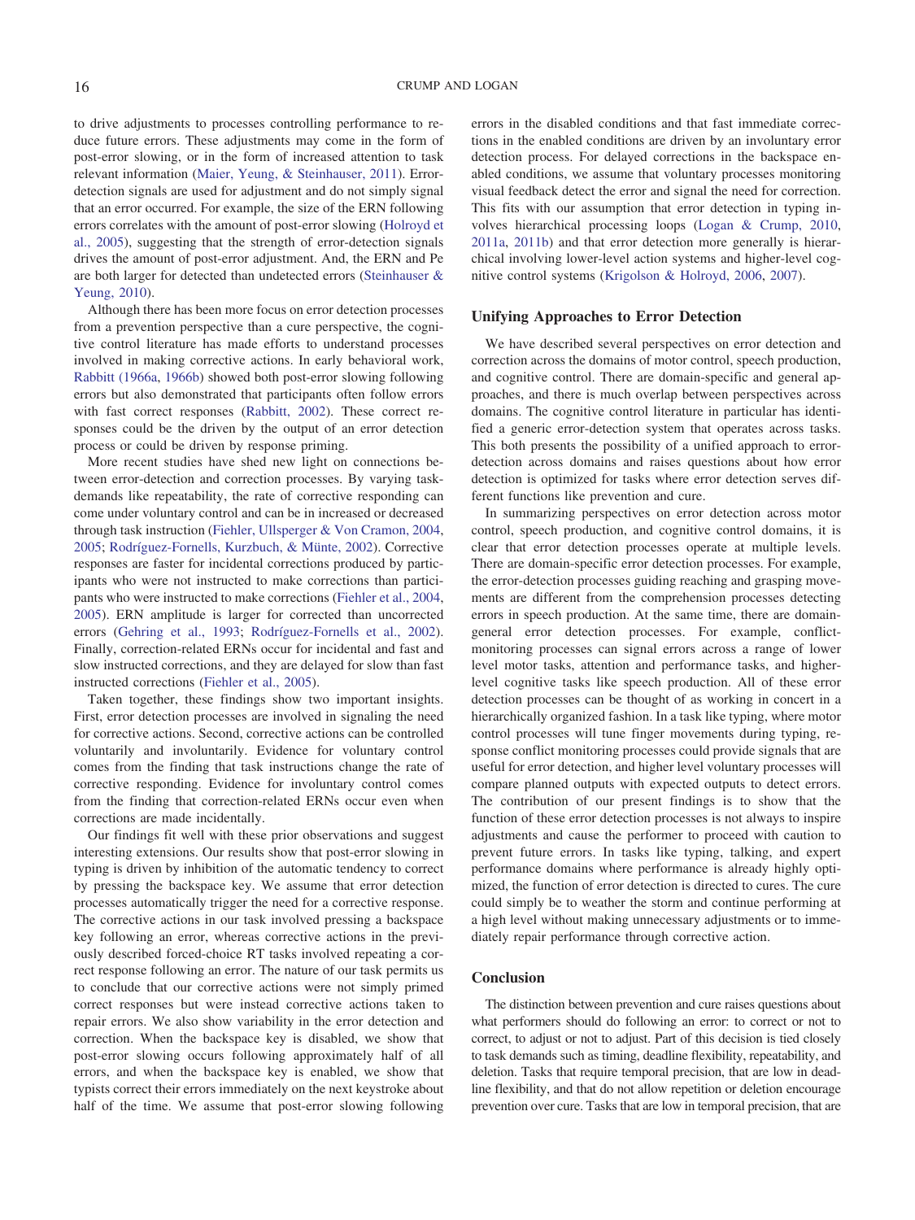to drive adjustments to processes controlling performance to reduce future errors. These adjustments may come in the form of post-error slowing, or in the form of increased attention to task relevant information (Maier, Yeung, & Steinhauser, 2011). Error-detection signals are used for adjustment and do not simply signal that an error occurred. For example, the size of the ERN following errors correlates with the amount of post-error slowing (Holroyd et al., 2005), suggesting that the strength of error-detection signals drives the amount of post-error adjustment. And, the ERN and Pe are both larger for detected than undetected errors (Steinhauser & Yeung, 2010).

Although there has been more focus on error detection processes from a prevention perspective than a cure perspective, the cognitive control literature has made efforts to understand processes involved in making corrective actions. In early behavioral work, Rabbitt (1966a, 1966b) showed both post-error slowing following errors but also demonstrated that participants often follow errors with fast correct responses (Rabbitt, 2002). These correct responses could be the driven by the output of an error detection process or could be driven by response priming.

More recent studies have shed new light on connections between error-detection and correction processes. By varying task-demands like repeatability, the rate of corrective responding can come under voluntary control and can be in increased or decreased through task instruction (Fiehler, Ullsperger & Von Cramon, 2004, 2005; Rodríguez-Fornells, Kurzbuch, & Münte, 2002). Corrective responses are faster for incidental corrections produced by participants who were not instructed to make corrections than participants who were instructed to make corrections (Fiehler et al., 2004, 2005). ERN amplitude is larger for corrected than uncorrected errors (Gehring et al., 1993; Rodríguez-Fornells et al., 2002). Finally, correction-related ERNs occur for incidental and fast and slow instructed corrections, and they are delayed for slow than fast instructed corrections (Fiehler et al., 2005).

Taken together, these findings show two important insights. First, error detection processes are involved in signaling the need for corrective actions. Second, corrective actions can be controlled voluntarily and involuntarily. Evidence for voluntary control comes from the finding that task instructions change the rate of corrective responding. Evidence for involuntary control comes from the finding that correction-related ERNs occur even when corrections are made incidentally.

Our findings fit well with these prior observations and suggest interesting extensions. Our results show that post-error slowing in typing is driven by inhibition of the automatic tendency to correct by pressing the backspace key. We assume that error detection processes automatically trigger the need for a corrective response. The corrective actions in our task involved pressing a backspace key following an error, whereas corrective actions in the previously described forced-choice RT tasks involved repeating a correct response following an error. The nature of our task permits us to conclude that our corrective actions were not simply primed correct responses but were instead corrective actions taken to repair errors. We also show variability in the error detection and correction. When the backspace key is disabled, we show that post-error slowing occurs following approximately half of all errors, and when the backspace key is enabled, we show that typists correct their errors immediately on the next keystroke about half of the time. We assume that post-error slowing following errors in the disabled conditions and that fast immediate corrections in the enabled conditions are driven by an involuntary error detection process. For delayed corrections in the backspace enabled conditions, we assume that voluntary processes monitoring visual feedback detect the error and signal the need for correction. This fits with our assumption that error detection in typing involves hierarchical processing loops (Logan & Crump, 2010, 2011a, 2011b) and that error detection more generally is hierarchical involving lower-level action systems and higher-level cognitive control systems (Krigolson & Holroyd, 2006, 2007).

## Unifying Approaches to Error Detection

We have described several perspectives on error detection and correction across the domains of motor control, speech production, and cognitive control. There are domain-specific and general approaches, and there is much overlap between perspectives across domains. The cognitive control literature in particular has identified a generic error-detection system that operates across tasks. This both presents the possibility of a unified approach to error-detection across domains and raises questions about how error detection is optimized for tasks where error detection serves different functions like prevention and cure.

In summarizing perspectives on error detection across motor control, speech production, and cognitive control domains, it is clear that error detection processes operate at multiple levels. There are domain-specific error detection processes. For example, the error-detection processes guiding reaching and grasping movements are different from the comprehension processes detecting errors in speech production. At the same time, there are domain-general error detection processes. For example, conflict-monitoring processes can signal errors across a range of lower level motor tasks, attention and performance tasks, and higher-level cognitive tasks like speech production. All of these error detection processes can be thought of as working in concert in a hierarchically organized fashion. In a task like typing, where motor control processes will tune finger movements during typing, response conflict monitoring processes could provide signals that are useful for error detection, and higher level voluntary processes will compare planned outputs with expected outputs to detect errors. The contribution of our present findings is to show that the function of these error detection processes is not always to inspire adjustments and cause the performer to proceed with caution to prevent future errors. In tasks like typing, talking, and expert performance domains where performance is already highly optimized, the function of error detection is directed to cures. The cure could simply be to weather the storm and continue performing at a high level without making unnecessary adjustments or to immediately repair performance through corrective action.

## Conclusion

The distinction between prevention and cure raises questions about what performers should do following an error: to correct or not to correct, to adjust or not to adjust. Part of this decision is tied closely to task demands such as timing, deadline flexibility, repeatability, and deletion. Tasks that require temporal precision, that are low in deadline flexibility, and that do not allow repetition or deletion encourage prevention over cure. Tasks that are low in temporal precision, that are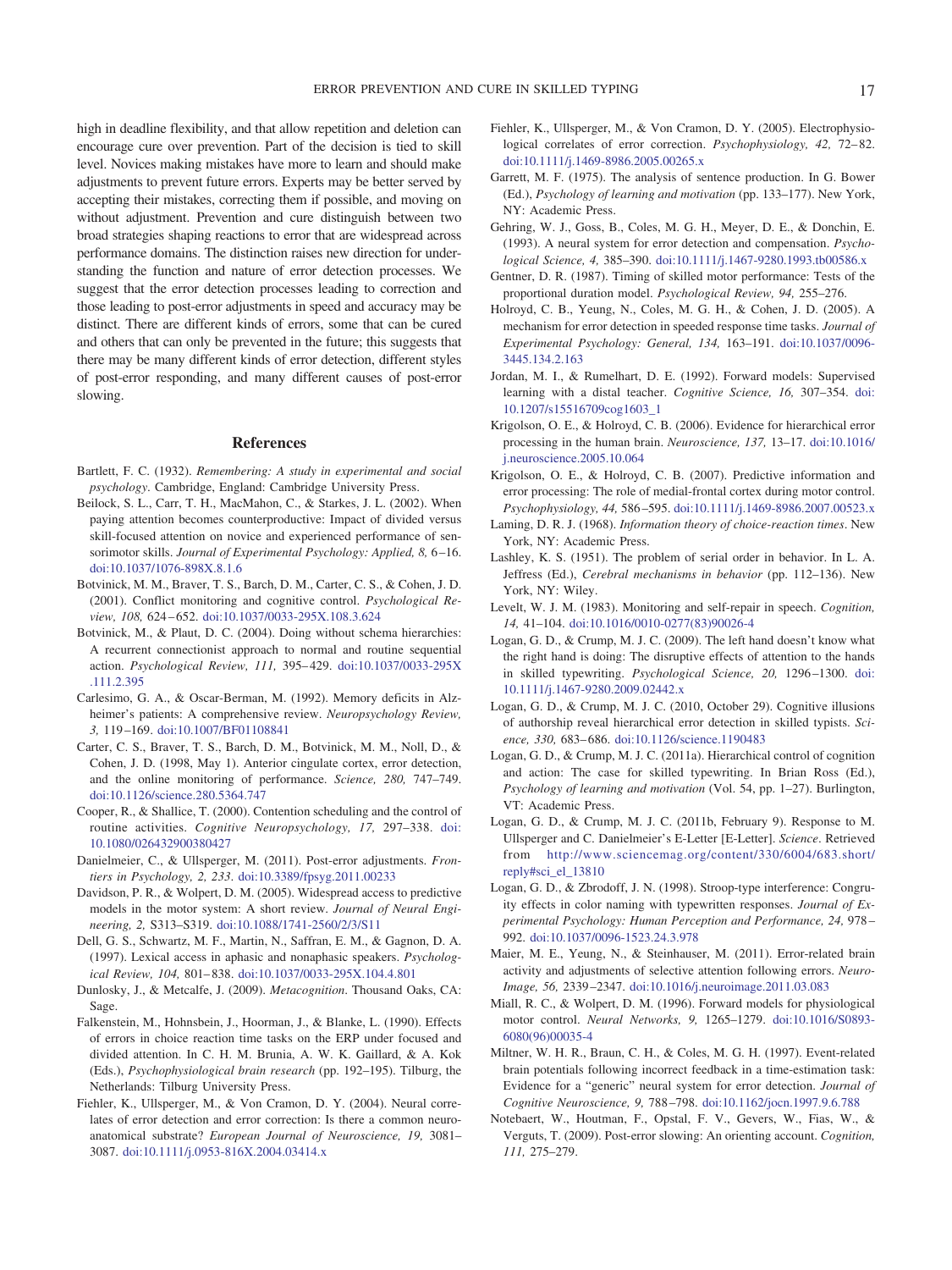high in deadline flexibility, and that allow repetition and deletion can encourage cure over prevention. Part of the decision is tied to skill level. Novices making mistakes have more to learn and should make adjustments to prevent future errors. Experts may be better served by accepting their mistakes, correcting them if possible, and moving on without adjustment. Prevention and cure distinguish between two broad strategies shaping reactions to error that are widespread across performance domains. The distinction raises new direction for understanding the function and nature of error detection processes. We suggest that the error detection processes leading to correction and those leading to post-error adjustments in speed and accuracy may be distinct. There are different kinds of errors, some that can be cured and others that can only be prevented in the future; this suggests that there may be many different kinds of error detection, different styles of post-error responding, and many different causes of post-error slowing.

## References

Bartlett, F. C. (1932). *Remembering: A study in experimental and social psychology*. Cambridge, England: Cambridge University Press.

Beilock, S. L., Carr, T. H., MacMahon, C., & Starkes, J. L. (2002). When paying attention becomes counterproductive: Impact of divided versus skill-focused attention on novice and experienced performance of sensorimotor skills. *Journal of Experimental Psychology: Applied, 8,* 6–16. doi:10.1037/1076-898X.8.1.6

Botvinick, M. M., Braver, T. S., Barch, D. M., Carter, C. S., & Cohen, J. D. (2001). Conflict monitoring and cognitive control. *Psychological Review, 108,* 624–652. doi:10.1037/0033-295X.108.3.624

Botvinick, M., & Plaut, D. C. (2004). Doing without schema hierarchies: A recurrent connectionist approach to normal and routine sequential action. *Psychological Review, 111,* 395–429. doi:10.1037/0033-295X.111.2.395

Carlesimo, G. A., & Oscar-Berman, M. (1992). Memory deficits in Alzheimer's patients: A comprehensive review. *Neuropsychology Review, 3,* 119–169. doi:10.1007/BF01108841

Carter, C. S., Braver, T. S., Barch, D. M., Botvinick, M. M., Noll, D., & Cohen, J. D. (1998, May 1). Anterior cingulate cortex, error detection, and the online monitoring of performance. *Science, 280,* 747–749. doi:10.1126/science.280.5364.747

Cooper, R., & Shallice, T. (2000). Contention scheduling and the control of routine activities. *Cognitive Neuropsychology, 17,* 297–338. doi:10.1080/026432900380427

Danielmeier, C., & Ullsperger, M. (2011). Post-error adjustments. *Frontiers in Psychology, 2, 233.* doi:10.3389/fpsyg.2011.00233

Davidson, P. R., & Wolpert, D. M. (2005). Widespread access to predictive models in the motor system: A short review. *Journal of Neural Engineering, 2,* S313–S319. doi:10.1088/1741-2560/2/3/S11

Dell, G. S., Schwartz, M. F., Martin, N., Saffran, E. M., & Gagnon, D. A. (1997). Lexical access in aphasic and nonaphasic speakers. *Psychological Review, 104,* 801–838. doi:10.1037/0033-295X.104.4.801

Dunlosky, J., & Metcalfe, J. (2009). *Metacognition*. Thousand Oaks, CA: Sage.

Falkenstein, M., Hohnsbein, J., Hoorman, J., & Blanke, L. (1990). Effects of errors in choice reaction time tasks on the ERP under focused and divided attention. In C. H. M. Brunia, A. W. K. Gaillard, & A. Kok (Eds.), *Psychophysiological brain research* (pp. 192–195). Tilburg, the Netherlands: Tilburg University Press.

Fiehler, K., Ullsperger, M., & Von Cramon, D. Y. (2004). Neural correlates of error detection and error correction: Is there a common neuroanatomical substrate? *European Journal of Neuroscience, 19,* 3081–3087. doi:10.1111/j.0953-816X.2004.03414.x

Fiehler, K., Ullsperger, M., & Von Cramon, D. Y. (2005). Electrophysiological correlates of error correction. *Psychophysiology, 42,* 72–82. doi:10.1111/j.1469-8986.2005.00265.x

Garrett, M. F. (1975). The analysis of sentence production. In G. Bower (Ed.), *Psychology of learning and motivation* (pp. 133–177). New York, NY: Academic Press.

Gehring, W. J., Goss, B., Coles, M. G. H., Meyer, D. E., & Donchin, E. (1993). A neural system for error detection and compensation. *Psychological Science, 4,* 385–390. doi:10.1111/j.1467-9280.1993.tb00586.x

Gentner, D. R. (1987). Timing of skilled motor performance: Tests of the proportional duration model. *Psychological Review, 94,* 255–276.

Holroyd, C. B., Yeung, N., Coles, M. G. H., & Cohen, J. D. (2005). A mechanism for error detection in speeded response time tasks. *Journal of Experimental Psychology: General, 134,* 163–191. doi:10.1037/0096-3445.134.2.163

Jordan, M. I., & Rumelhart, D. E. (1992). Forward models: Supervised learning with a distal teacher. *Cognitive Science, 16,* 307–354. doi:10.1207/s15516709cog1603_1

Krigolson, O. E., & Holroyd, C. B. (2006). Evidence for hierarchical error processing in the human brain. *Neuroscience, 137,* 13–17. doi:10.1016/j.neuroscience.2005.10.064

Krigolson, O. E., & Holroyd, C. B. (2007). Predictive information and error processing: The role of medial-frontal cortex during motor control. *Psychophysiology, 44,* 586–595. doi:10.1111/j.1469-8986.2007.00523.x

Laming, D. R. J. (1968). *Information theory of choice-reaction times*. New York, NY: Academic Press.

Lashley, K. S. (1951). The problem of serial order in behavior. In L. A. Jeffress (Ed.), *Cerebral mechanisms in behavior* (pp. 112–136). New York, NY: Wiley.

Levelt, W. J. M. (1983). Monitoring and self-repair in speech. *Cognition, 14,* 41–104. doi:10.1016/0010-0277(83)90026-4

Logan, G. D., & Crump, M. J. C. (2009). The left hand doesn't know what the right hand is doing: The disruptive effects of attention to the hands in skilled typewriting. *Psychological Science, 20,* 1296–1300. doi:10.1111/j.1467-9280.2009.02442.x

Logan, G. D., & Crump, M. J. C. (2010, October 29). Cognitive illusions of authorship reveal hierarchical error detection in skilled typists. *Science, 330,* 683–686. doi:10.1126/science.1190483

Logan, G. D., & Crump, M. J. C. (2011a). Hierarchical control of cognition and action: The case for skilled typewriting. In Brian Ross (Ed.), *Psychology of learning and motivation* (Vol. 54, pp. 1–27). Burlington, VT: Academic Press.

Logan, G. D., & Crump, M. J. C. (2011b, February 9). Response to M. Ullsperger and C. Danielmeier's E-Letter [E-Letter]. *Science*. Retrieved from http://www.sciencemag.org/content/330/6004/683.short/reply#sci_el_13810

Logan, G. D., & Zbrodoff, J. N. (1998). Stroop-type interference: Congruity effects in color naming with typewritten responses. *Journal of Experimental Psychology: Human Perception and Performance, 24,* 978–992. doi:10.1037/0096-1523.24.3.978

Maier, M. E., Yeung, N., & Steinhauser, M. (2011). Error-related brain activity and adjustments of selective attention following errors. *NeuroImage, 56,* 2339–2347. doi:10.1016/j.neuroimage.2011.03.083

Miall, R. C., & Wolpert, D. M. (1996). Forward models for physiological motor control. *Neural Networks, 9,* 1265–1279. doi:10.1016/S0893-6080(96)00035-4

Miltner, W. H. R., Braun, C. H., & Coles, M. G. H. (1997). Event-related brain potentials following incorrect feedback in a time-estimation task: Evidence for a "generic" neural system for error detection. *Journal of Cognitive Neuroscience, 9,* 788–798. doi:10.1162/jocn.1997.9.6.788

Notebaert, W., Houtman, F., Opstal, F. V., Gevers, W., Fias, W., & Verguts, T. (2009). Post-error slowing: An orienting account. *Cognition, 111,* 275–279.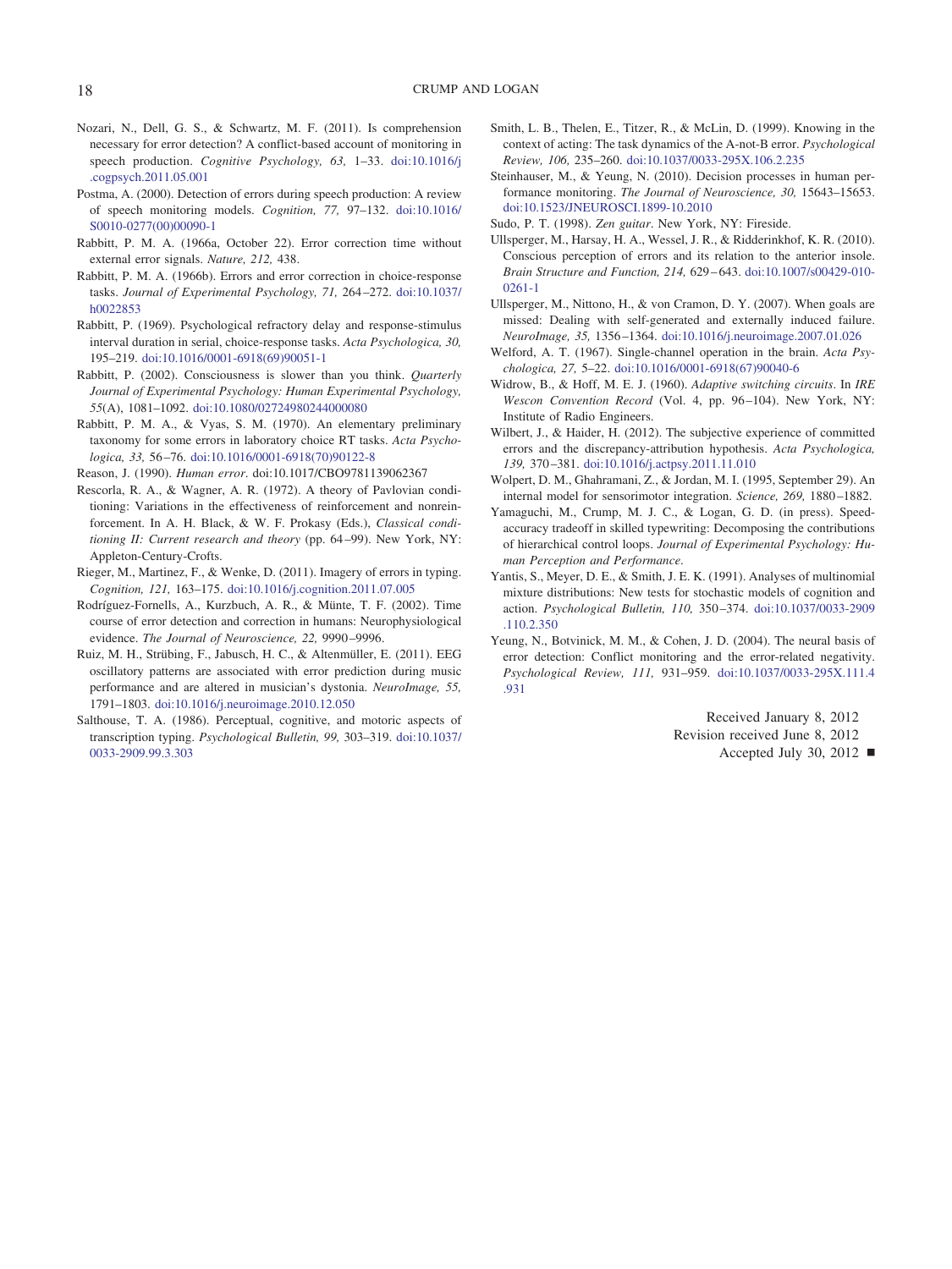Nozari, N., Dell, G. S., & Schwartz, M. F. (2011). Is comprehension necessary for error detection? A conflict-based account of monitoring in speech production. *Cognitive Psychology, 63,* 1–33. doi:10.1016/j.cogpsych.2011.05.001

Postma, A. (2000). Detection of errors during speech production: A review of speech monitoring models. *Cognition, 77,* 97–132. doi:10.1016/S0010-0277(00)00090-1

Rabbitt, P. M. A. (1966a, October 22). Error correction time without external error signals. *Nature, 212,* 438.

Rabbitt, P. M. A. (1966b). Errors and error correction in choice-response tasks. *Journal of Experimental Psychology, 71,* 264–272. doi:10.1037/h0022853

Rabbitt, P. (1969). Psychological refractory delay and response-stimulus interval duration in serial, choice-response tasks. *Acta Psychologica, 30,* 195–219. doi:10.1016/0001-6918(69)90051-1

Rabbitt, P. (2002). Consciousness is slower than you think. *Quarterly Journal of Experimental Psychology: Human Experimental Psychology, 55*(A), 1081–1092. doi:10.1080/02724980244000080

Rabbitt, P. M. A., & Vyas, S. M. (1970). An elementary preliminary taxonomy for some errors in laboratory choice RT tasks. *Acta Psychologica, 33,* 56–76. doi:10.1016/0001-6918(70)90122-8

Reason, J. (1990). *Human error*. doi:10.1017/CBO9781139062367

Rescorla, R. A., & Wagner, A. R. (1972). A theory of Pavlovian conditioning: Variations in the effectiveness of reinforcement and nonreinforcement. In A. H. Black, & W. F. Prokasy (Eds.), *Classical conditioning II: Current research and theory* (pp. 64–99). New York, NY: Appleton-Century-Crofts.

Rieger, M., Martinez, F., & Wenke, D. (2011). Imagery of errors in typing. *Cognition, 121,* 163–175. doi:10.1016/j.cognition.2011.07.005

Rodríguez-Fornells, A., Kurzbuch, A. R., & Münte, T. F. (2002). Time course of error detection and correction in humans: Neurophysiological evidence. *The Journal of Neuroscience, 22,* 9990–9996.

Ruiz, M. H., Strübing, F., Jabusch, H. C., & Altenmüller, E. (2011). EEG oscillatory patterns are associated with error prediction during music performance and are altered in musician's dystonia. *NeuroImage, 55,* 1791–1803. doi:10.1016/j.neuroimage.2010.12.050

Salthouse, T. A. (1986). Perceptual, cognitive, and motoric aspects of transcription typing. *Psychological Bulletin, 99,* 303–319. doi:10.1037/0033-2909.99.3.303

Smith, L. B., Thelen, E., Titzer, R., & McLin, D. (1999). Knowing in the context of acting: The task dynamics of the A-not-B error. *Psychological Review, 106,* 235–260. doi:10.1037/0033-295X.106.2.235

Steinhauser, M., & Yeung, N. (2010). Decision processes in human performance monitoring. *The Journal of Neuroscience, 30,* 15643–15653. doi:10.1523/JNEUROSCI.1899-10.2010

Sudo, P. T. (1998). *Zen guitar*. New York, NY: Fireside.

Ullsperger, M., Harsay, H. A., Wessel, J. R., & Ridderinkhof, K. R. (2010). Conscious perception of errors and its relation to the anterior insole. *Brain Structure and Function, 214,* 629–643. doi:10.1007/s00429-010-0261-1

Ullsperger, M., Nittono, H., & von Cramon, D. Y. (2007). When goals are missed: Dealing with self-generated and externally induced failure. *NeuroImage, 35,* 1356–1364. doi:10.1016/j.neuroimage.2007.01.026

Welford, A. T. (1967). Single-channel operation in the brain. *Acta Psychologica, 27,* 5–22. doi:10.1016/0001-6918(67)90040-6

Widrow, B., & Hoff, M. E. J. (1960). *Adaptive switching circuits*. In *IRE Wescon Convention Record* (Vol. 4, pp. 96–104). New York, NY: Institute of Radio Engineers.

Wilbert, J., & Haider, H. (2012). The subjective experience of committed errors and the discrepancy-attribution hypothesis. *Acta Psychologica, 139,* 370–381. doi:10.1016/j.actpsy.2011.11.010

Wolpert, D. M., Ghahramani, Z., & Jordan, M. I. (1995, September 29). An internal model for sensorimotor integration. *Science, 269,* 1880–1882.

Yamaguchi, M., Crump, M. J. C., & Logan, G. D. (in press). Speed-accuracy tradeoff in skilled typewriting: Decomposing the contributions of hierarchical control loops. *Journal of Experimental Psychology: Human Perception and Performance*.

Yantis, S., Meyer, D. E., & Smith, J. E. K. (1991). Analyses of multinomial mixture distributions: New tests for stochastic models of cognition and action. *Psychological Bulletin, 110,* 350–374. doi:10.1037/0033-2909.110.2.350

Yeung, N., Botvinick, M. M., & Cohen, J. D. (2004). The neural basis of error detection: Conflict monitoring and the error-related negativity. *Psychological Review, 111,* 931–959. doi:10.1037/0033-295X.111.4.931

Received January 8, 2012
Revision received June 8, 2012
Accepted July 30, 2012 ■